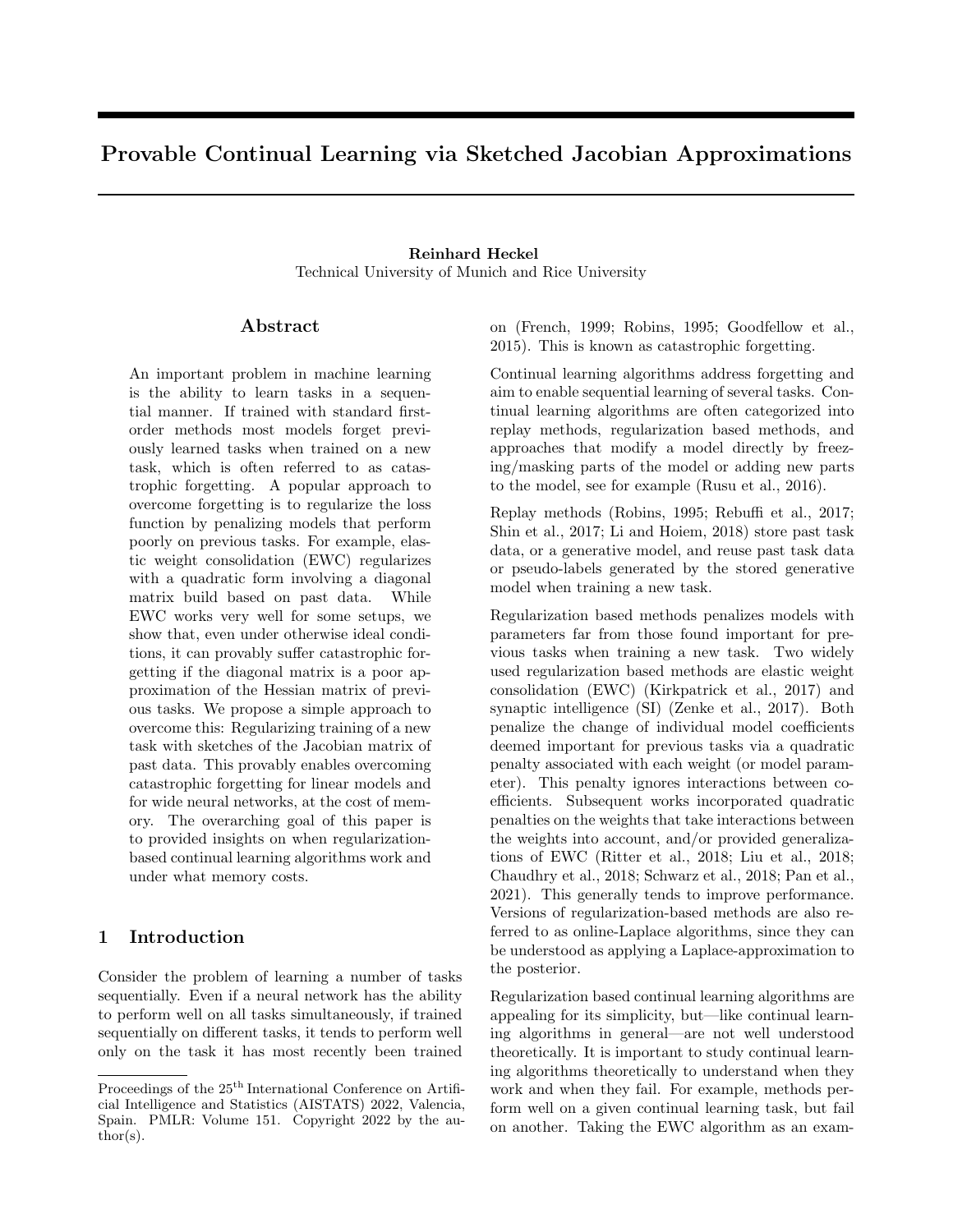# Provable Continual Learning via Sketched Jacobian Approximations

**Reinhard Heckel**
Technical University of Munich and Rice University

## Abstract

An important problem in machine learning is the ability to learn tasks in a sequential manner. If trained with standard first-order methods most models forget previously learned tasks when trained on a new task, which is often referred to as catastrophic forgetting. A popular approach to overcome forgetting is to regularize the loss function by penalizing models that perform poorly on previous tasks. For example, elastic weight consolidation (EWC) regularizes with a quadratic form involving a diagonal matrix build based on past data. While EWC works very well for some setups, we show that, even under otherwise ideal conditions, it can provably suffer catastrophic forgetting if the diagonal matrix is a poor approximation of the Hessian matrix of previous tasks. We propose a simple approach to overcome this: Regularizing training of a new task with sketches of the Jacobian matrix of past data. This provably enables overcoming catastrophic forgetting for linear models and for wide neural networks, at the cost of memory. The overarching goal of this paper is to provided insights on when regularization-based continual learning algorithms work and under what memory costs.

## 1 Introduction

Consider the problem of learning a number of tasks sequentially. Even if a neural network has the ability to perform well on all tasks simultaneously, if trained sequentially on different tasks, it tends to perform well only on the task it has most recently been trained on (French, 1999; Robins, 1995; Goodfellow et al., 2015). This is known as catastrophic forgetting.

Continual learning algorithms address forgetting and aim to enable sequential learning of several tasks. Continual learning algorithms are often categorized into replay methods, regularization based methods, and approaches that modify a model directly by freezing/masking parts of the model or adding new parts to the model, see for example (Rusu et al., 2016).

Replay methods (Robins, 1995; Rebuffi et al., 2017; Shin et al., 2017; Li and Hoiem, 2018) store past task data, or a generative model, and reuse past task data or pseudo-labels generated by the stored generative model when training a new task.

Regularization based methods penalizes models with parameters far from those found important for previous tasks when training a new task. Two widely used regularization based methods are elastic weight consolidation (EWC) (Kirkpatrick et al., 2017) and synaptic intelligence (SI) (Zenke et al., 2017). Both penalize the change of individual model coefficients deemed important for previous tasks via a quadratic penalty associated with each weight (or model parameter). This penalty ignores interactions between coefficients. Subsequent works incorporated quadratic penalties on the weights that take interactions between the weights into account, and/or provided generalizations of EWC (Ritter et al., 2018; Liu et al., 2018; Chaudhry et al., 2018; Schwarz et al., 2018; Pan et al., 2021). This generally tends to improve performance. Versions of regularization-based methods are also referred to as online-Laplace algorithms, since they can be understood as applying a Laplace-approximation to the posterior.

Regularization based continual learning algorithms are appealing for its simplicity, but—like continual learning algorithms in general—are not well understood theoretically. It is important to study continual learning algorithms theoretically to understand when they work and when they fail. For example, methods perform well on a given continual learning task, but fail on another. Taking the EWC algorithm as an exam-

Proceedings of the 25[th] International Conference on Artificial Intelligence and Statistics (AISTATS) 2022, Valencia, Spain. PMLR: Volume 151. Copyright 2022 by the author(s).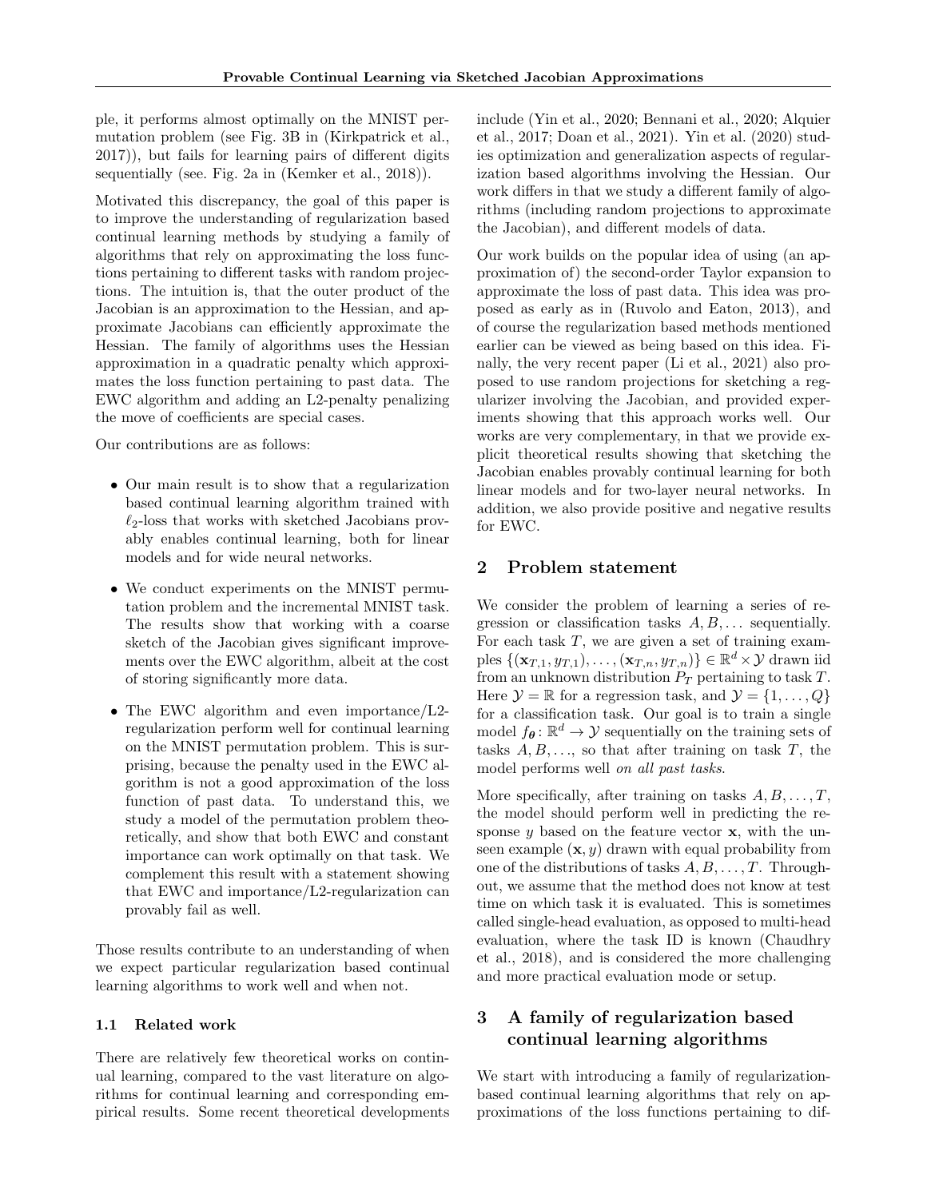ple, it performs almost optimally on the MNIST permutation problem (see Fig. 3B in (Kirkpatrick et al., 2017)), but fails for learning pairs of different digits sequentially (see. Fig. 2a in (Kemker et al., 2018)).

Motivated this discrepancy, the goal of this paper is to improve the understanding of regularization based continual learning methods by studying a family of algorithms that rely on approximating the loss functions pertaining to different tasks with random projections. The intuition is, that the outer product of the Jacobian is an approximation to the Hessian, and approximate Jacobians can efficiently approximate the Hessian. The family of algorithms uses the Hessian approximation in a quadratic penalty which approximates the loss function pertaining to past data. The EWC algorithm and adding an L2-penalty penalizing the move of coefficients are special cases.

Our contributions are as follows:

- Our main result is to show that a regularization based continual learning algorithm trained with $\ell_2$-loss that works with sketched Jacobians provably enables continual learning, both for linear models and for wide neural networks.
- We conduct experiments on the MNIST permutation problem and the incremental MNIST task. The results show that working with a coarse sketch of the Jacobian gives significant improvements over the EWC algorithm, albeit at the cost of storing significantly more data.
- The EWC algorithm and even importance/L2-regularization perform well for continual learning on the MNIST permutation problem. This is surprising, because the penalty used in the EWC algorithm is not a good approximation of the loss function of past data. To understand this, we study a model of the permutation problem theoretically, and show that both EWC and constant importance can work optimally on that task. We complement this result with a statement showing that EWC and importance/L2-regularization can provably fail as well.

Those results contribute to an understanding of when we expect particular regularization based continual learning algorithms to work well and when not.

### 1.1 Related work

There are relatively few theoretical works on continual learning, compared to the vast literature on algorithms for continual learning and corresponding empirical results. Some recent theoretical developments include (Yin et al., 2020; Bennani et al., 2020; Alquier et al., 2017; Doan et al., 2021). Yin et al. (2020) studies optimization and generalization aspects of regularization based algorithms involving the Hessian. Our work differs in that we study a different family of algorithms (including random projections to approximate the Jacobian), and different models of data.

Our work builds on the popular idea of using (an approximation of) the second-order Taylor expansion to approximate the loss of past data. This idea was proposed as early as in (Ruvolo and Eaton, 2013), and of course the regularization based methods mentioned earlier can be viewed as being based on this idea. Finally, the very recent paper (Li et al., 2021) also proposed to use random projections for sketching a regularizer involving the Jacobian, and provided experiments showing that this approach works well. Our works are very complementary, in that we provide explicit theoretical results showing that sketching the Jacobian enables provably continual learning for both linear models and for two-layer neural networks. In addition, we also provide positive and negative results for EWC.

## 2 Problem statement

We consider the problem of learning a series of regression or classification tasks $A, B, \ldots$ sequentially. For each task $T$, we are given a set of training examples $\{(\mathbf{x}_{T,1}, y_{T,1}), \ldots, (\mathbf{x}_{T,n}, y_{T,n})\} \in \mathbb{R}^d \times \mathcal{Y}$ drawn iid from an unknown distribution $P_T$ pertaining to task $T$. Here $\mathcal{Y} = \mathbb{R}$ for a regression task, and $\mathcal{Y} = \{1, \ldots, Q\}$ for a classification task. Our goal is to train a single model $f_{\boldsymbol{\theta}} \colon \mathbb{R}^d \to \mathcal{Y}$ sequentially on the training sets of tasks $A, B, \ldots$, so that after training on task $T$, the model performs well *on all past tasks*.

More specifically, after training on tasks $A, B, \ldots, T$, the model should perform well in predicting the response $y$ based on the feature vector $\mathbf{x}$, with the unseen example $(\mathbf{x}, y)$ drawn with equal probability from one of the distributions of tasks $A, B, \ldots, T$. Throughout, we assume that the method does not know at test time on which task it is evaluated. This is sometimes called single-head evaluation, as opposed to multi-head evaluation, where the task ID is known (Chaudhry et al., 2018), and is considered the more challenging and more practical evaluation mode or setup.

## 3 A family of regularization based continual learning algorithms

We start with introducing a family of regularization-based continual learning algorithms that rely on approximations of the loss functions pertaining to dif-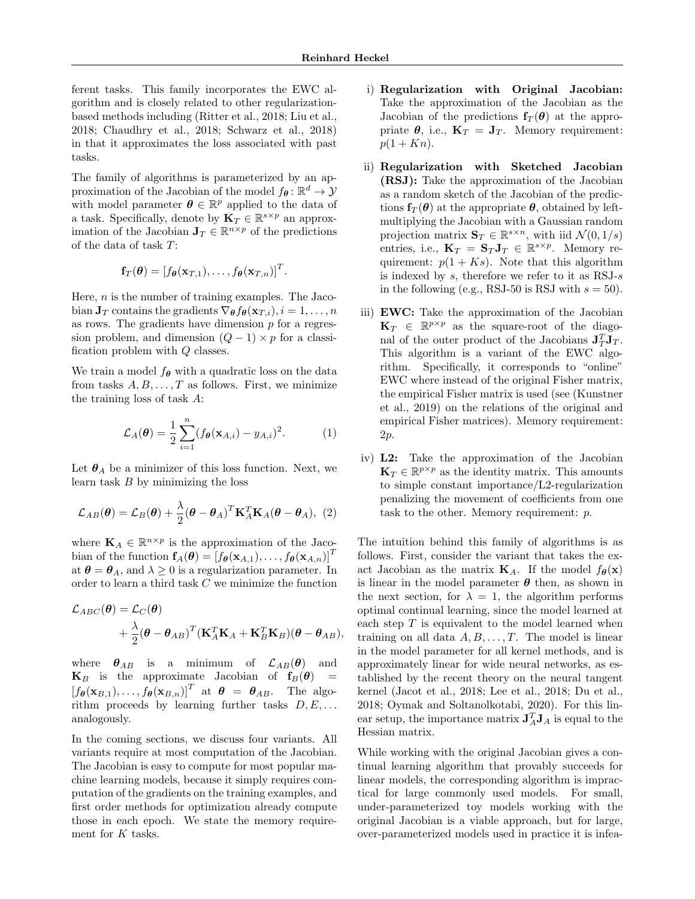ferent tasks. This family incorporates the EWC algorithm and is closely related to other regularization-based methods including (Ritter et al., 2018; Liu et al., 2018; Chaudhry et al., 2018; Schwarz et al., 2018) in that it approximates the loss associated with past tasks.

The family of algorithms is parameterized by an approximation of the Jacobian of the model $f_{\boldsymbol{\theta}} \colon \mathbb{R}^d \to \mathcal{Y}$ with model parameter $\boldsymbol{\theta} \in \mathbb{R}^p$ applied to the data of a task. Specifically, denote by $\mathbf{K}_T \in \mathbb{R}^{s \times p}$ an approximation of the Jacobian $\mathbf{J}_T \in \mathbb{R}^{n \times p}$ of the predictions of the data of task $T$:

$$\mathbf{f}_T(\boldsymbol{\theta}) = [f_{\boldsymbol{\theta}}(\mathbf{x}_{T,1}), \ldots, f_{\boldsymbol{\theta}}(\mathbf{x}_{T,n})]^T.$$

Here, $n$ is the number of training examples. The Jacobian $\mathbf{J}_T$ contains the gradients $\nabla_{\boldsymbol{\theta}} f_{\boldsymbol{\theta}}(\mathbf{x}_{T,i}), i = 1, \ldots, n$ as rows. The gradients have dimension $p$ for a regression problem, and dimension $(Q-1) \times p$ for a classification problem with $Q$ classes.

We train a model $f_{\boldsymbol{\theta}}$ with a quadratic loss on the data from tasks $A, B, \ldots, T$ as follows. First, we minimize the training loss of task $A$:

$$\mathcal{L}_A(\boldsymbol{\theta}) = \frac{1}{2} \sum_{i=1}^{n} (f_{\boldsymbol{\theta}}(\mathbf{x}_{A,i}) - y_{A,i})^2. \quad (1)$$

Let $\boldsymbol{\theta}_A$ be a minimizer of this loss function. Next, we learn task $B$ by minimizing the loss

$$\mathcal{L}_{AB}(\boldsymbol{\theta}) = \mathcal{L}_B(\boldsymbol{\theta}) + \frac{\lambda}{2} (\boldsymbol{\theta} - \boldsymbol{\theta}_A)^T \mathbf{K}_A^T \mathbf{K}_A (\boldsymbol{\theta} - \boldsymbol{\theta}_A), \quad (2)$$

where $\mathbf{K}_A \in \mathbb{R}^{n \times p}$ is the approximation of the Jacobian of the function $\mathbf{f}_A(\boldsymbol{\theta}) = [f_{\boldsymbol{\theta}}(\mathbf{x}_{A,1}), \ldots, f_{\boldsymbol{\theta}}(\mathbf{x}_{A,n})]^T$ at $\boldsymbol{\theta} = \boldsymbol{\theta}_A$, and $\lambda \geq 0$ is a regularization parameter. In order to learn a third task $C$ we minimize the function

$$\mathcal{L}_{ABC}(\boldsymbol{\theta}) = \mathcal{L}_C(\boldsymbol{\theta}) + \frac{\lambda}{2} (\boldsymbol{\theta} - \boldsymbol{\theta}_{AB})^T (\mathbf{K}_A^T \mathbf{K}_A + \mathbf{K}_B^T \mathbf{K}_B)(\boldsymbol{\theta} - \boldsymbol{\theta}_{AB}),$$

where $\boldsymbol{\theta}_{AB}$ is a minimum of $\mathcal{L}_{AB}(\boldsymbol{\theta})$ and $\mathbf{K}_B$ is the approximate Jacobian of $\mathbf{f}_B(\boldsymbol{\theta}) = [f_{\boldsymbol{\theta}}(\mathbf{x}_{B,1}), \ldots, f_{\boldsymbol{\theta}}(\mathbf{x}_{B,n})]^T$ at $\boldsymbol{\theta} = \boldsymbol{\theta}_{AB}$. The algorithm proceeds by learning further tasks $D, E, \ldots$ analogously.

In the coming sections, we discuss four variants. All variants require at most computation of the Jacobian. The Jacobian is easy to compute for most popular machine learning models, because it simply requires computation of the gradients on the training examples, and first order methods for optimization already compute those in each epoch. We state the memory requirement for $K$ tasks.

i) **Regularization with Original Jacobian:** Take the approximation of the Jacobian as the Jacobian of the predictions $\mathbf{f}_T(\boldsymbol{\theta})$ at the appropriate $\boldsymbol{\theta}$, i.e., $\mathbf{K}_T = \mathbf{J}_T$. Memory requirement: $p(1 + Kn)$.

ii) **Regularization with Sketched Jacobian (RSJ):** Take the approximation of the Jacobian as a random sketch of the Jacobian of the predictions $\mathbf{f}_T(\boldsymbol{\theta})$ at the appropriate $\boldsymbol{\theta}$, obtained by left-multiplying the Jacobian with a Gaussian random projection matrix $\mathbf{S}_T \in \mathbb{R}^{s \times n}$, with iid $\mathcal{N}(0, 1/s)$ entries, i.e., $\mathbf{K}_T = \mathbf{S}_T \mathbf{J}_T \in \mathbb{R}^{s \times p}$. Memory requirement: $p(1 + Ks)$. Note that this algorithm is indexed by $s$, therefore we refer to it as RSJ-$s$ in the following (e.g., RSJ-50 is RSJ with $s = 50$).

iii) **EWC:** Take the approximation of the Jacobian $\mathbf{K}_T \in \mathbb{R}^{p \times p}$ as the square-root of the diagonal of the outer product of the Jacobians $\mathbf{J}_T^T \mathbf{J}_T$. This algorithm is a variant of the EWC algorithm. Specifically, it corresponds to "online" EWC where instead of the original Fisher matrix, the empirical Fisher matrix is used (see (Kunstner et al., 2019) on the relations of the original and empirical Fisher matrices). Memory requirement: $2p$.

iv) **L2:** Take the approximation of the Jacobian $\mathbf{K}_T \in \mathbb{R}^{p \times p}$ as the identity matrix. This amounts to simple constant importance/L2-regularization penalizing the movement of coefficients from one task to the other. Memory requirement: $p$.

The intuition behind this family of algorithms is as follows. First, consider the variant that takes the exact Jacobian as the matrix $\mathbf{K}_A$. If the model $f_{\boldsymbol{\theta}}(\mathbf{x})$ is linear in the model parameter $\boldsymbol{\theta}$ then, as shown in the next section, for $\lambda = 1$, the algorithm performs optimal continual learning, since the model learned at each step $T$ is equivalent to the model learned when training on all data $A, B, \ldots, T$. The model is linear in the model parameter for all kernel methods, and is approximately linear for wide neural networks, as established by the recent theory on the neural tangent kernel (Jacot et al., 2018; Lee et al., 2018; Du et al., 2018; Oymak and Soltanolkotabi, 2020). For this linear setup, the importance matrix $\mathbf{J}_A^T \mathbf{J}_A$ is equal to the Hessian matrix.

While working with the original Jacobian gives a continual learning algorithm that provably succeeds for linear models, the corresponding algorithm is impractical for large commonly used models. For small, under-parameterized toy models working with the original Jacobian is a viable approach, but for large, over-parameterized models used in practice it is infea-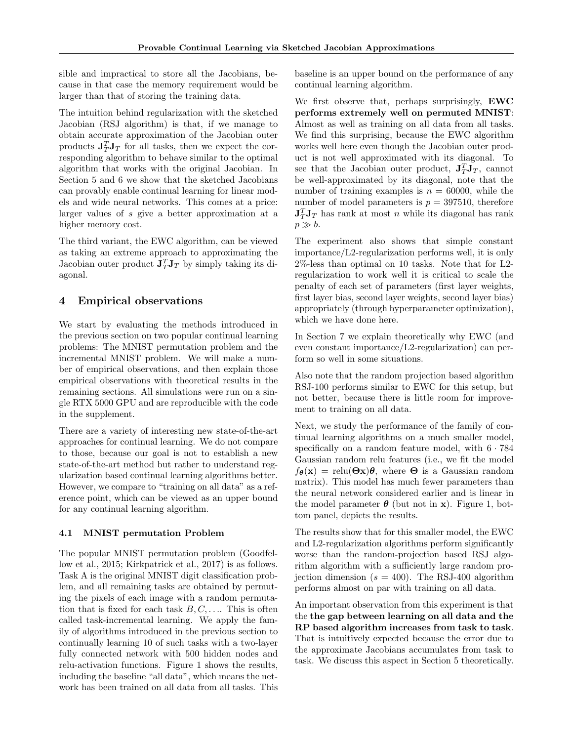sible and impractical to store all the Jacobians, because in that case the memory requirement would be larger than that of storing the training data.

The intuition behind regularization with the sketched Jacobian (RSJ algorithm) is that, if we manage to obtain accurate approximation of the Jacobian outer products $\mathbf{J}_T^T \mathbf{J}_T$ for all tasks, then we expect the corresponding algorithm to behave similar to the optimal algorithm that works with the original Jacobian. In Section 5 and 6 we show that the sketched Jacobians can provably enable continual learning for linear models and wide neural networks. This comes at a price: larger values of $s$ give a better approximation at a higher memory cost.

The third variant, the EWC algorithm, can be viewed as taking an extreme approach to approximating the Jacobian outer product $\mathbf{J}_T^T \mathbf{J}_T$ by simply taking its diagonal.

## 4 Empirical observations

We start by evaluating the methods introduced in the previous section on two popular continual learning problems: The MNIST permutation problem and the incremental MNIST problem. We will make a number of empirical observations, and then explain those empirical observations with theoretical results in the remaining sections. All simulations were run on a single RTX 5000 GPU and are reproducible with the code in the supplement.

There are a variety of interesting new state-of-the-art approaches for continual learning. We do not compare to those, because our goal is not to establish a new state-of-the-art method but rather to understand regularization based continual learning algorithms better. However, we compare to "training on all data" as a reference point, which can be viewed as an upper bound for any continual learning algorithm.

### 4.1 MNIST permutation Problem

The popular MNIST permutation problem (Goodfellow et al., 2015; Kirkpatrick et al., 2017) is as follows. Task A is the original MNIST digit classification problem, and all remaining tasks are obtained by permuting the pixels of each image with a random permutation that is fixed for each task $B, C, \ldots$. This is often called task-incremental learning. We apply the family of algorithms introduced in the previous section to continually learning 10 of such tasks with a two-layer fully connected network with 500 hidden nodes and relu-activation functions. Figure 1 shows the results, including the baseline "all data", which means the network has been trained on all data from all tasks. This baseline is an upper bound on the performance of any continual learning algorithm.

We first observe that, perhaps surprisingly, **EWC performs extremely well on permuted MNIST**: Almost as well as training on all data from all tasks. We find this surprising, because the EWC algorithm works well here even though the Jacobian outer product is not well approximated with its diagonal. To see that the Jacobian outer product, $\mathbf{J}_T^T \mathbf{J}_T$, cannot be well-approximated by its diagonal, note that the number of training examples is $n = 60000$, while the number of model parameters is $p = 397510$, therefore $\mathbf{J}_T^T \mathbf{J}_T$ has rank at most $n$ while its diagonal has rank $p \gg b$.

The experiment also shows that simple constant importance/L2-regularization performs well, it is only 2%-less than optimal on 10 tasks. Note that for L2-regularization to work well it is critical to scale the penalty of each set of parameters (first layer weights, first layer bias, second layer weights, second layer bias) appropriately (through hyperparameter optimization), which we have done here.

In Section 7 we explain theoretically why EWC (and even constant importance/L2-regularization) can perform so well in some situations.

Also note that the random projection based algorithm RSJ-100 performs similar to EWC for this setup, but not better, because there is little room for improvement to training on all data.

Next, we study the performance of the family of continual learning algorithms on a much smaller model, specifically on a random feature model, with $6 \cdot 784$ Gaussian random relu features (i.e., we fit the model $f_{\boldsymbol{\theta}}(\mathbf{x}) = \mathrm{relu}(\boldsymbol{\Theta}\mathbf{x})\boldsymbol{\theta}$, where $\boldsymbol{\Theta}$ is a Gaussian random matrix). This model has much fewer parameters than the neural network considered earlier and is linear in the model parameter $\boldsymbol{\theta}$ (but not in $\mathbf{x}$). Figure 1, bottom panel, depicts the results.

The results show that for this smaller model, the EWC and L2-regularization algorithms perform significantly worse than the random-projection based RSJ algorithm algorithm with a sufficiently large random projection dimension ($s = 400$). The RSJ-400 algorithm performs almost on par with training on all data.

An important observation from this experiment is that the **the gap between learning on all data and the RP based algorithm increases from task to task**. That is intuitively expected because the error due to the approximate Jacobians accumulates from task to task. We discuss this aspect in Section 5 theoretically.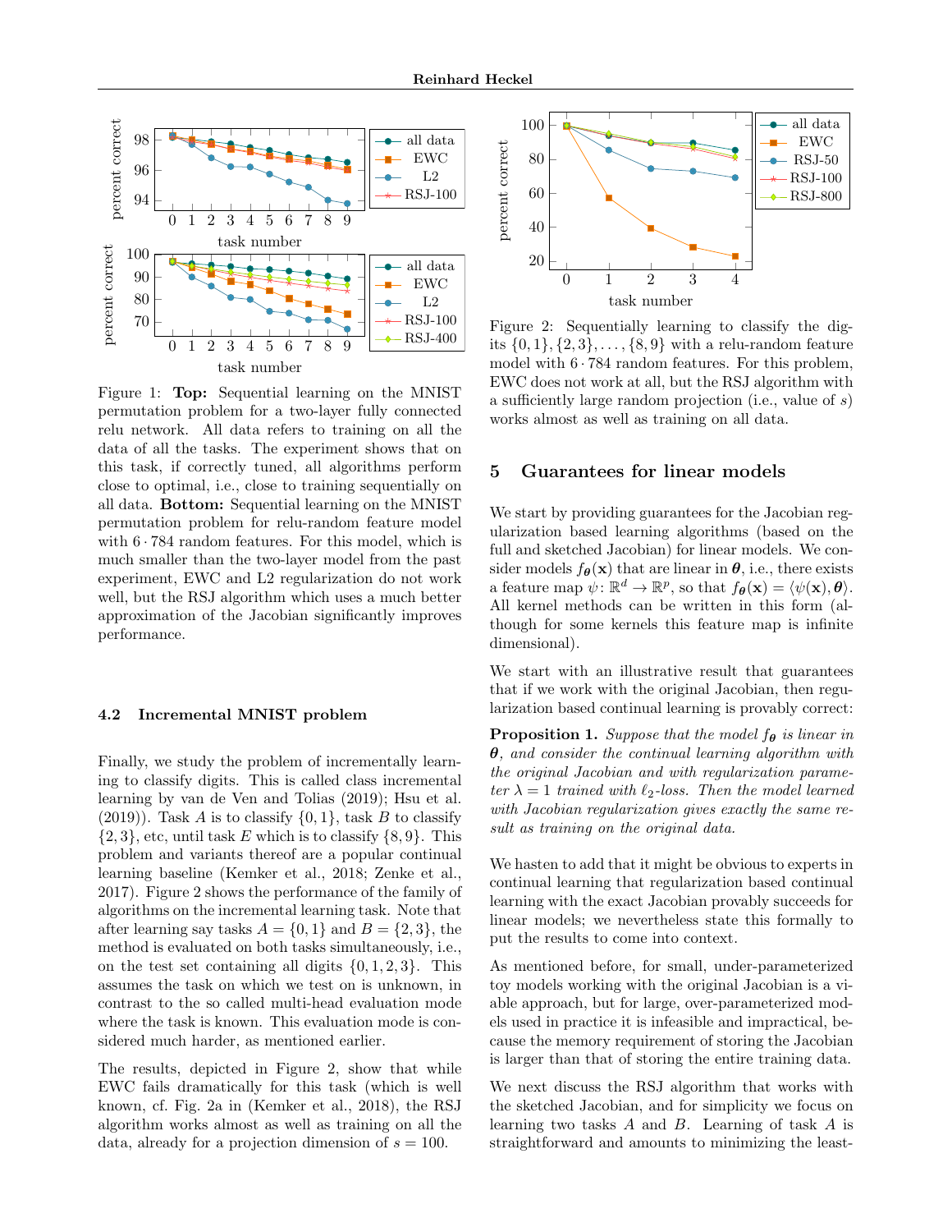Figure 1: **Top:** Sequential learning on the MNIST permutation problem for a two-layer fully connected relu network. All data refers to training on all the data of all the tasks. The experiment shows that on this task, if correctly tuned, all algorithms perform close to optimal, i.e., close to training sequentially on all data. **Bottom:** Sequential learning on the MNIST permutation problem for relu-random feature model with $6 \cdot 784$ random features. For this model, which is much smaller than the two-layer model from the past experiment, EWC and L2 regularization do not work well, but the RSJ algorithm which uses a much better approximation of the Jacobian significantly improves performance.

### 4.2 Incremental MNIST problem

Finally, we study the problem of incrementally learning to classify digits. This is called class incremental learning by van de Ven and Tolias (2019); Hsu et al. (2019)). Task $A$ is to classify $\{0, 1\}$, task $B$ to classify $\{2, 3\}$, etc, until task $E$ which is to classify $\{8, 9\}$. This problem and variants thereof are a popular continual learning baseline (Kemker et al., 2018; Zenke et al., 2017). Figure 2 shows the performance of the family of algorithms on the incremental learning task. Note that after learning say tasks $A = \{0, 1\}$ and $B = \{2, 3\}$, the method is evaluated on both tasks simultaneously, i.e., on the test set containing all digits $\{0, 1, 2, 3\}$. This assumes the task on which we test on is unknown, in contrast to the so called multi-head evaluation mode where the task is known. This evaluation mode is considered much harder, as mentioned earlier.

The results, depicted in Figure 2, show that while EWC fails dramatically for this task (which is well known, cf. Fig. 2a in (Kemker et al., 2018), the RSJ algorithm works almost as well as training on all the data, already for a projection dimension of $s = 100$.

Figure 2: Sequentially learning to classify the digits $\{0, 1\}, \{2, 3\}, \ldots, \{8, 9\}$ with a relu-random feature model with $6 \cdot 784$ random features. For this problem, EWC does not work at all, but the RSJ algorithm with a sufficiently large random projection (i.e., value of $s$) works almost as well as training on all data.

## 5 Guarantees for linear models

We start by providing guarantees for the Jacobian regularization based learning algorithms (based on the full and sketched Jacobian) for linear models. We consider models $f_{\boldsymbol{\theta}}(\mathbf{x})$ that are linear in $\boldsymbol{\theta}$, i.e., there exists a feature map $\psi \colon \mathbb{R}^d \to \mathbb{R}^p$, so that $f_{\boldsymbol{\theta}}(\mathbf{x}) = \langle \psi(\mathbf{x}), \boldsymbol{\theta} \rangle$. All kernel methods can be written in this form (although for some kernels this feature map is infinite dimensional).

We start with an illustrative result that guarantees that if we work with the original Jacobian, then regularization based continual learning is provably correct:

**Proposition 1.** *Suppose that the model $f_{\boldsymbol{\theta}}$ is linear in $\boldsymbol{\theta}$, and consider the continual learning algorithm with the original Jacobian and with regularization parameter $\lambda = 1$ trained with $\ell_2$-loss. Then the model learned with Jacobian regularization gives exactly the same result as training on the original data.*

We hasten to add that it might be obvious to experts in continual learning that regularization based continual learning with the exact Jacobian provably succeeds for linear models; we nevertheless state this formally to put the results to come into context.

As mentioned before, for small, under-parameterized toy models working with the original Jacobian is a viable approach, but for large, over-parameterized models used in practice it is infeasible and impractical, because the memory requirement of storing the Jacobian is larger than that of storing the entire training data.

We next discuss the RSJ algorithm that works with the sketched Jacobian, and for simplicity we focus on learning two tasks $A$ and $B$. Learning of task $A$ is straightforward and amounts to minimizing the least-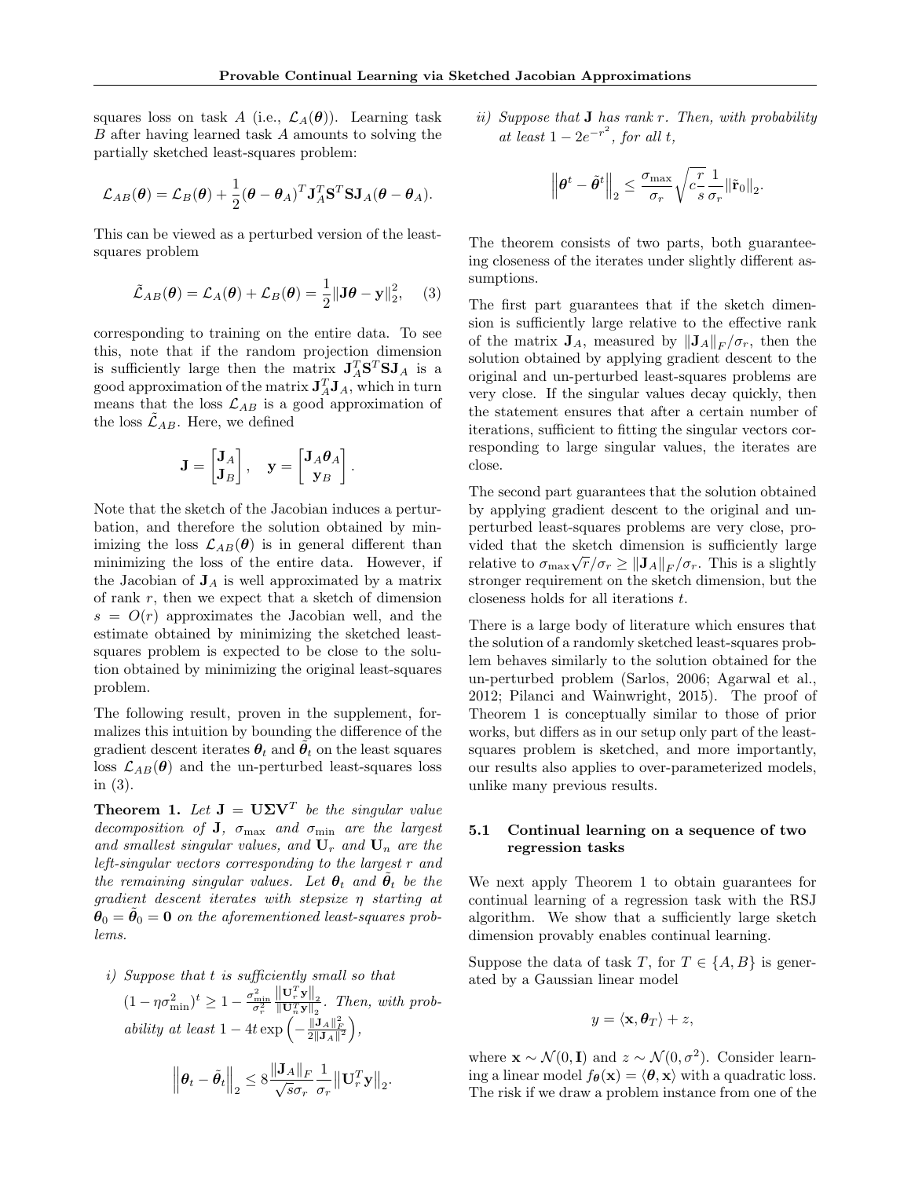squares loss on task $A$ (i.e., $\mathcal{L}_A(\boldsymbol{\theta})$). Learning task $B$ after having learned task $A$ amounts to solving the partially sketched least-squares problem:

$$\mathcal{L}_{AB}(\boldsymbol{\theta}) = \mathcal{L}_B(\boldsymbol{\theta}) + \frac{1}{2}(\boldsymbol{\theta} - \boldsymbol{\theta}_A)^T \mathbf{J}_A^T \mathbf{S}^T \mathbf{S} \mathbf{J}_A (\boldsymbol{\theta} - \boldsymbol{\theta}_A).$$

This can be viewed as a perturbed version of the least-squares problem

$$\tilde{\mathcal{L}}_{AB}(\boldsymbol{\theta}) = \mathcal{L}_A(\boldsymbol{\theta}) + \mathcal{L}_B(\boldsymbol{\theta}) = \frac{1}{2}\|\mathbf{J}\boldsymbol{\theta} - \mathbf{y}\|_2^2, \quad (3)$$

corresponding to training on the entire data. To see this, note that if the random projection dimension is sufficiently large then the matrix $\mathbf{J}_A^T \mathbf{S}^T \mathbf{S} \mathbf{J}_A$ is a good approximation of the matrix $\mathbf{J}_A^T \mathbf{J}_A$, which in turn means that the loss $\mathcal{L}_{AB}$ is a good approximation of the loss $\tilde{\mathcal{L}}_{AB}$. Here, we defined

$$\mathbf{J} = \begin{bmatrix} \mathbf{J}_A \\ \mathbf{J}_B \end{bmatrix}, \quad \mathbf{y} = \begin{bmatrix} \mathbf{J}_A \boldsymbol{\theta}_A \\ \mathbf{y}_B \end{bmatrix}.$$

Note that the sketch of the Jacobian induces a perturbation, and therefore the solution obtained by minimizing the loss $\mathcal{L}_{AB}(\boldsymbol{\theta})$ is in general different than minimizing the loss of the entire data. However, if the Jacobian of $\mathbf{J}_A$ is well approximated by a matrix of rank $r$, then we expect that a sketch of dimension $s = O(r)$ approximates the Jacobian well, and the estimate obtained by minimizing the sketched least-squares problem is expected to be close to the solution obtained by minimizing the original least-squares problem.

The following result, proven in the supplement, formalizes this intuition by bounding the difference of the gradient descent iterates $\boldsymbol{\theta}_t$ and $\tilde{\boldsymbol{\theta}}_t$ on the least squares loss $\mathcal{L}_{AB}(\boldsymbol{\theta})$ and the un-perturbed least-squares loss in (3).

**Theorem 1.** *Let $\mathbf{J} = \mathbf{U}\boldsymbol{\Sigma}\mathbf{V}^T$ be the singular value decomposition of $\mathbf{J}$, $\sigma_{\max}$ and $\sigma_{\min}$ are the largest and smallest singular values, and $\mathbf{U}_r$ and $\mathbf{U}_n$ are the left-singular vectors corresponding to the largest $r$ and the remaining singular values. Let $\boldsymbol{\theta}_t$ and $\tilde{\boldsymbol{\theta}}_t$ be the gradient descent iterates with stepsize $\eta$ starting at $\boldsymbol{\theta}_0 = \tilde{\boldsymbol{\theta}}_0 = \mathbf{0}$ on the aforementioned least-squares problems.*

*i) Suppose that $t$ is sufficiently small so that $(1 - \eta\sigma_{\min}^2)^t \geq 1 - \frac{\sigma_{\min}^2}{\sigma_r^2} \frac{\|\mathbf{U}_r^T \mathbf{y}\|_2}{\|\mathbf{U}_n^T \mathbf{y}\|_2}$. Then, with probability at least $1 - 4t \exp\left(-\frac{\|\mathbf{J}_A\|_F^2}{2\|\mathbf{J}_A\|^2}\right)$,*

$$\left\|\boldsymbol{\theta}_t - \tilde{\boldsymbol{\theta}}_t\right\|_2 \leq 8 \frac{\|\mathbf{J}_A\|_F}{\sqrt{s}\sigma_r} \frac{1}{\sigma_r} \left\|\mathbf{U}_r^T \mathbf{y}\right\|_2.$$

*ii) Suppose that $\mathbf{J}$ has rank $r$. Then, with probability at least $1 - 2e^{-r^2}$, for all $t$,*

$$\left\|\boldsymbol{\theta}^t - \tilde{\boldsymbol{\theta}}^t\right\|_2 \leq \frac{\sigma_{\max}}{\sigma_r} \sqrt{c\frac{r}{s}} \frac{1}{\sigma_r} \|\tilde{\mathbf{r}}_0\|_2.$$

The theorem consists of two parts, both guaranteeing closeness of the iterates under slightly different assumptions.

The first part guarantees that if the sketch dimension is sufficiently large relative to the effective rank of the matrix $\mathbf{J}_A$, measured by $\|\mathbf{J}_A\|_F / \sigma_r$, then the solution obtained by applying gradient descent to the original and un-perturbed least-squares problems are very close. If the singular values decay quickly, then the statement ensures that after a certain number of iterations, sufficient to fitting the singular vectors corresponding to large singular values, the iterates are close.

The second part guarantees that the solution obtained by applying gradient descent to the original and un-perturbed least-squares problems are very close, provided that the sketch dimension is sufficiently large relative to $\sigma_{\max}\sqrt{r}/\sigma_r \geq \|\mathbf{J}_A\|_F/\sigma_r$. This is a slightly stronger requirement on the sketch dimension, but the closeness holds for all iterations $t$.

There is a large body of literature which ensures that the solution of a randomly sketched least-squares problem behaves similarly to the solution obtained for the un-perturbed problem (Sarlos, 2006; Agarwal et al., 2012; Pilanci and Wainwright, 2015). The proof of Theorem 1 is conceptually similar to those of prior works, but differs as in our setup only part of the least-squares problem is sketched, and more importantly, our results also applies to over-parameterized models, unlike many previous results.

### 5.1 Continual learning on a sequence of two regression tasks

We next apply Theorem 1 to obtain guarantees for continual learning of a regression task with the RSJ algorithm. We show that a sufficiently large sketch dimension provably enables continual learning.

Suppose the data of task $T$, for $T \in \{A, B\}$ is generated by a Gaussian linear model

$$y = \langle \mathbf{x}, \boldsymbol{\theta}_T \rangle + z,$$

where $\mathbf{x} \sim \mathcal{N}(0, \mathbf{I})$ and $z \sim \mathcal{N}(0, \sigma^2)$. Consider learning a linear model $f_{\boldsymbol{\theta}}(\mathbf{x}) = \langle \boldsymbol{\theta}, \mathbf{x} \rangle$ with a quadratic loss. The risk if we draw a problem instance from one of the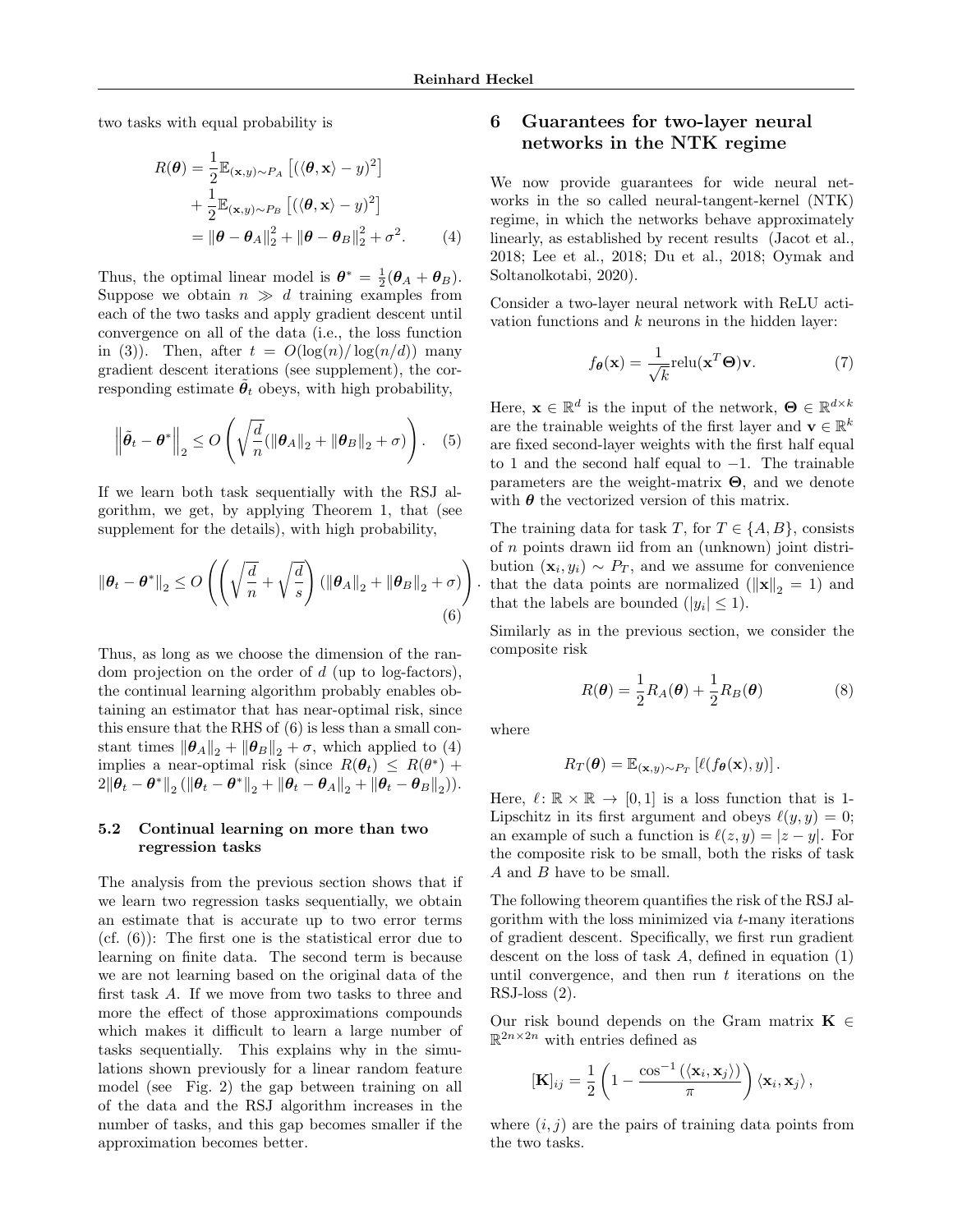two tasks with equal probability is

$$
\begin{aligned}
R(\boldsymbol{\theta}) &= \frac{1}{2}\mathbb{E}_{(\mathbf{x},y)\sim P_A}\left[(\langle \boldsymbol{\theta}, \mathbf{x}\rangle - y)^2\right] \\
&+ \frac{1}{2}\mathbb{E}_{(\mathbf{x},y)\sim P_B}\left[(\langle \boldsymbol{\theta}, \mathbf{x}\rangle - y)^2\right] \\
&= \|\boldsymbol{\theta} - \boldsymbol{\theta}_A\|_2^2 + \|\boldsymbol{\theta} - \boldsymbol{\theta}_B\|_2^2 + \sigma^2. \qquad (4)
\end{aligned}
$$

Thus, the optimal linear model is $\boldsymbol{\theta}^* = \frac{1}{2}(\boldsymbol{\theta}_A + \boldsymbol{\theta}_B)$. Suppose we obtain $n \gg d$ training examples from each of the two tasks and apply gradient descent until convergence on all of the data (i.e., the loss function in (3)). Then, after $t = O(\log(n)/\log(n/d))$ many gradient descent iterations (see supplement), the corresponding estimate $\tilde{\boldsymbol{\theta}}_t$ obeys, with high probability,

$$
\left\|\tilde{\boldsymbol{\theta}}_t - \boldsymbol{\theta}^*\right\|_2 \leq O\left(\sqrt{\frac{d}{n}}(\|\boldsymbol{\theta}_A\|_2 + \|\boldsymbol{\theta}_B\|_2 + \sigma)\right). \quad (5)
$$

If we learn both task sequentially with the RSJ algorithm, we get, by applying Theorem 1, that (see supplement for the details), with high probability,

$$
\|\boldsymbol{\theta}_t - \boldsymbol{\theta}^*\|_2 \leq O\left(\left(\sqrt{\frac{d}{n}} + \sqrt{\frac{d}{s}}\right)(\|\boldsymbol{\theta}_A\|_2 + \|\boldsymbol{\theta}_B\|_2 + \sigma)\right). \quad (6)
$$

Thus, as long as we choose the dimension of the random projection on the order of $d$ (up to log-factors), the continual learning algorithm probably enables obtaining an estimator that has near-optimal risk, since this ensure that the RHS of (6) is less than a small constant times $\|\boldsymbol{\theta}_A\|_2 + \|\boldsymbol{\theta}_B\|_2 + \sigma$, which applied to (4) implies a near-optimal risk (since $R(\boldsymbol{\theta}_t) \leq R(\theta^*) + 2\|\boldsymbol{\theta}_t - \boldsymbol{\theta}^*\|_2 (\|\boldsymbol{\theta}_t - \boldsymbol{\theta}^*\|_2 + \|\boldsymbol{\theta}_t - \boldsymbol{\theta}_A\|_2 + \|\boldsymbol{\theta}_t - \boldsymbol{\theta}_B\|_2)$).

### 5.2 Continual learning on more than two regression tasks

The analysis from the previous section shows that if we learn two regression tasks sequentially, we obtain an estimate that is accurate up to two error terms (cf. (6)): The first one is the statistical error due to learning on finite data. The second term is because we are not learning based on the original data of the first task $A$. If we move from two tasks to three and more the effect of those approximations compounds which makes it difficult to learn a large number of tasks sequentially. This explains why in the simulations shown previously for a linear random feature model (see Fig. 2) the gap between training on all of the data and the RSJ algorithm increases in the number of tasks, and this gap becomes smaller if the approximation becomes better.

## 6 Guarantees for two-layer neural networks in the NTK regime

We now provide guarantees for wide neural networks in the so called neural-tangent-kernel (NTK) regime, in which the networks behave approximately linearly, as established by recent results (Jacot et al., 2018; Lee et al., 2018; Du et al., 2018; Oymak and Soltanolkotabi, 2020).

Consider a two-layer neural network with ReLU activation functions and $k$ neurons in the hidden layer:

$$
f_{\boldsymbol{\theta}}(\mathbf{x}) = \frac{1}{\sqrt{k}}\mathrm{relu}(\mathbf{x}^T\boldsymbol{\Theta})\mathbf{v}. \quad (7)
$$

Here, $\mathbf{x} \in \mathbb{R}^d$ is the input of the network, $\boldsymbol{\Theta} \in \mathbb{R}^{d\times k}$ are the trainable weights of the first layer and $\mathbf{v} \in \mathbb{R}^k$ are fixed second-layer weights with the first half equal to 1 and the second half equal to $-1$. The trainable parameters are the weight-matrix $\boldsymbol{\Theta}$, and we denote with $\boldsymbol{\theta}$ the vectorized version of this matrix.

The training data for task $T$, for $T \in \{A, B\}$, consists of $n$ points drawn iid from an (unknown) joint distribution $(\mathbf{x}_i, y_i) \sim P_T$, and we assume for convenience that the data points are normalized ($\|\mathbf{x}\|_2 = 1$) and that the labels are bounded ($|y_i| \leq 1$).

Similarly as in the previous section, we consider the composite risk

$$
R(\boldsymbol{\theta}) = \frac{1}{2}R_A(\boldsymbol{\theta}) + \frac{1}{2}R_B(\boldsymbol{\theta}) \quad (8)
$$

where

$$
R_T(\boldsymbol{\theta}) = \mathbb{E}_{(\mathbf{x},y)\sim P_T}\left[\ell(f_{\boldsymbol{\theta}}(\mathbf{x}), y)\right].
$$

Here, $\ell \colon \mathbb{R} \times \mathbb{R} \to [0, 1]$ is a loss function that is 1-Lipschitz in its first argument and obeys $\ell(y, y) = 0$; an example of such a function is $\ell(z, y) = |z - y|$. For the composite risk to be small, both the risks of task $A$ and $B$ have to be small.

The following theorem quantifies the risk of the RSJ algorithm with the loss minimized via $t$-many iterations of gradient descent. Specifically, we first run gradient descent on the loss of task $A$, defined in equation (1) until convergence, and then run $t$ iterations on the RSJ-loss (2).

Our risk bound depends on the Gram matrix $\mathbf{K} \in \mathbb{R}^{2n\times 2n}$ with entries defined as

$$
[\mathbf{K}]_{ij} = \frac{1}{2}\left(1 - \frac{\cos^{-1}(\langle \mathbf{x}_i, \mathbf{x}_j\rangle)}{\pi}\right)\langle \mathbf{x}_i, \mathbf{x}_j\rangle,
$$

where $(i, j)$ are the pairs of training data points from the two tasks.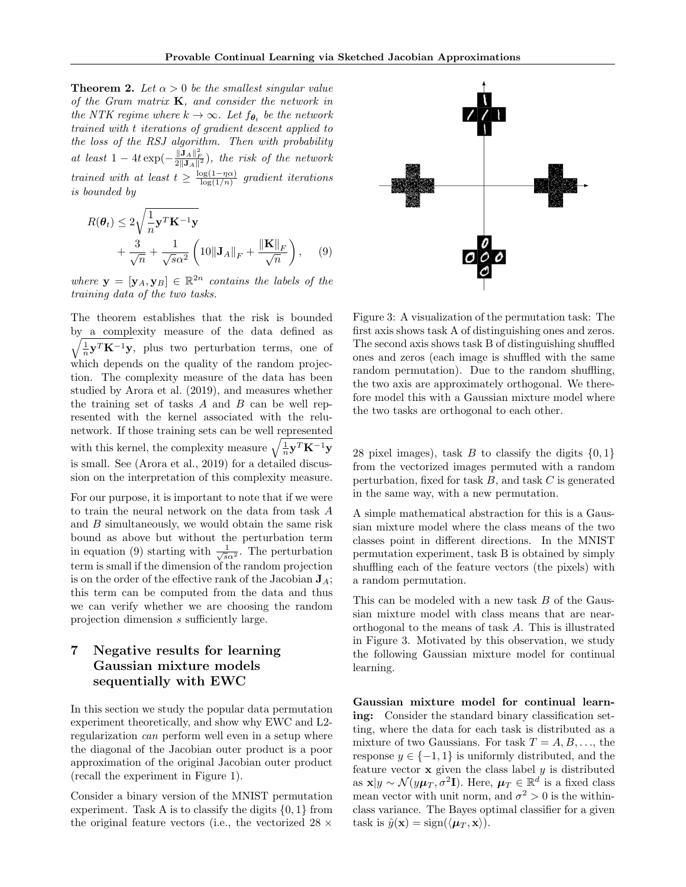**Theorem 2.** *Let $\alpha > 0$ be the smallest singular value of the Gram matrix $\mathbf{K}$, and consider the network in the NTK regime where $k \to \infty$. Let $f_{\boldsymbol{\theta}_t}$ be the network trained with $t$ iterations of gradient descent applied to the loss of the RSJ algorithm. Then with probability at least $1 - 4t \exp(-\frac{\|\mathbf{J}_A\|_F^2}{2\|\mathbf{J}_A\|^2})$, the risk of the network trained with at least $t \geq \frac{\log(1-\eta\alpha)}{\log(1/n)}$ gradient iterations is bounded by*

$$R(\boldsymbol{\theta}_t) \leq 2\sqrt{\frac{1}{n}\mathbf{y}^T\mathbf{K}^{-1}\mathbf{y}} + \frac{3}{\sqrt{n}} + \frac{1}{\sqrt{s}\alpha^2}\left(10\|\mathbf{J}_A\|_F + \frac{\|\mathbf{K}\|_F}{\sqrt{n}}\right), \quad (9)$$

*where $\mathbf{y} = [\mathbf{y}_A, \mathbf{y}_B] \in \mathbb{R}^{2n}$ contains the labels of the training data of the two tasks.*

The theorem establishes that the risk is bounded by a complexity measure of the data defined as $\sqrt{\frac{1}{n}\mathbf{y}^T\mathbf{K}^{-1}\mathbf{y}}$, plus two perturbation terms, one of which depends on the quality of the random projection. The complexity measure of the data has been studied by Arora et al. (2019), and measures whether the training set of tasks $A$ and $B$ can be well represented with the kernel associated with the relu-network. If those training sets can be well represented with this kernel, the complexity measure $\sqrt{\frac{1}{n}\mathbf{y}^T\mathbf{K}^{-1}\mathbf{y}}$ is small. See (Arora et al., 2019) for a detailed discussion on the interpretation of this complexity measure.

For our purpose, it is important to note that if we were to train the neural network on the data from task $A$ and $B$ simultaneously, we would obtain the same risk bound as above but without the perturbation term in equation (9) starting with $\frac{1}{\sqrt{s}\alpha^2}$. The perturbation term is small if the dimension of the random projection is on the order of the effective rank of the Jacobian $\mathbf{J}_A$; this term can be computed from the data and thus we can verify whether we are choosing the random projection dimension $s$ sufficiently large.

## 7 Negative results for learning Gaussian mixture models sequentially with EWC

In this section we study the popular data permutation experiment theoretically, and show why EWC and L2-regularization *can* perform well even in a setup where the diagonal of the Jacobian outer product is a poor approximation of the original Jacobian outer product (recall the experiment in Figure 1).

Consider a binary version of the MNIST permutation experiment. Task A is to classify the digits $\{0, 1\}$ from the original feature vectors (i.e., the vectorized 28 × 28 pixel images), task $B$ to classify the digits $\{0, 1\}$ from the vectorized images permuted with a random perturbation, fixed for task $B$, and task $C$ is generated in the same way, with a new permutation.

Figure 3: A visualization of the permutation task: The first axis shows task A of distinguishing ones and zeros. The second axis shows task B of distinguishing shuffled ones and zeros (each image is shuffled with the same random permutation). Due to the random shuffling, the two axis are approximately orthogonal. We therefore model this with a Gaussian mixture model where the two tasks are orthogonal to each other.

A simple mathematical abstraction for this is a Gaussian mixture model where the class means of the two classes point in different directions. In the MNIST permutation experiment, task B is obtained by simply shuffling each of the feature vectors (the pixels) with a random permutation.

This can be modeled with a new task $B$ of the Gaussian mixture model with class means that are near-orthogonal to the means of task $A$. This is illustrated in Figure 3. Motivated by this observation, we study the following Gaussian mixture model for continual learning.

**Gaussian mixture model for continual learning:** Consider the standard binary classification setting, where the data for each task is distributed as a mixture of two Gaussians. For task $T = A, B, \ldots$, the response $y \in \{-1, 1\}$ is uniformly distributed, and the feature vector $\mathbf{x}$ given the class label $y$ is distributed as $\mathbf{x}|y \sim \mathcal{N}(y\boldsymbol{\mu}_T, \sigma^2\mathbf{I})$. Here, $\boldsymbol{\mu}_T \in \mathbb{R}^d$ is a fixed class mean vector with unit norm, and $\sigma^2 > 0$ is the within-class variance. The Bayes optimal classifier for a given task is $\hat{y}(\mathbf{x}) = \text{sign}(\langle \boldsymbol{\mu}_T, \mathbf{x} \rangle)$.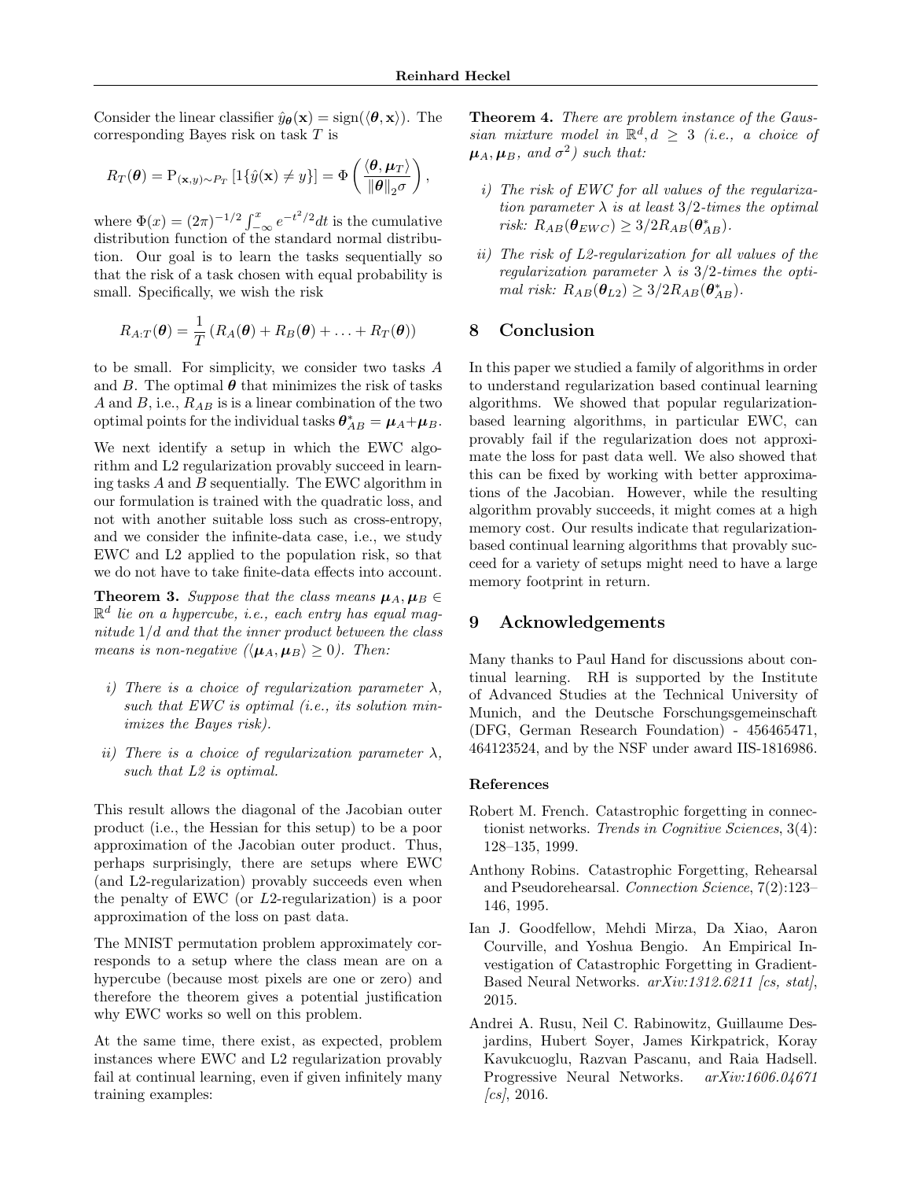Consider the linear classifier $\hat{y}_{\boldsymbol{\theta}}(\mathbf{x}) = \mathrm{sign}(\langle \boldsymbol{\theta}, \mathbf{x} \rangle)$. The corresponding Bayes risk on task $T$ is

$$R_T(\boldsymbol{\theta}) = \mathrm{P}_{(\mathbf{x},y)\sim P_T}\left[1\{\hat{y}(\mathbf{x}) \neq y\}\right] = \Phi\left(\frac{\langle \boldsymbol{\theta}, \boldsymbol{\mu}_T \rangle}{\|\boldsymbol{\theta}\|_2 \sigma}\right),$$

where $\Phi(x) = (2\pi)^{-1/2} \int_{-\infty}^{x} e^{-t^2/2} dt$ is the cumulative distribution function of the standard normal distribution. Our goal is to learn the tasks sequentially so that the risk of a task chosen with equal probability is small. Specifically, we wish the risk

$$R_{A:T}(\boldsymbol{\theta}) = \frac{1}{T}\left(R_A(\boldsymbol{\theta}) + R_B(\boldsymbol{\theta}) + \ldots + R_T(\boldsymbol{\theta})\right)$$

to be small. For simplicity, we consider two tasks $A$ and $B$. The optimal $\boldsymbol{\theta}$ that minimizes the risk of tasks $A$ and $B$, i.e., $R_{AB}$ is is a linear combination of the two optimal points for the individual tasks $\boldsymbol{\theta}^*_{AB} = \boldsymbol{\mu}_A + \boldsymbol{\mu}_B$.

We next identify a setup in which the EWC algorithm and L2 regularization provably succeed in learning tasks $A$ and $B$ sequentially. The EWC algorithm in our formulation is trained with the quadratic loss, and not with another suitable loss such as cross-entropy, and we consider the infinite-data case, i.e., we study EWC and L2 applied to the population risk, so that we do not have to take finite-data effects into account.

**Theorem 3.** *Suppose that the class means $\boldsymbol{\mu}_A, \boldsymbol{\mu}_B \in \mathbb{R}^d$ lie on a hypercube, i.e., each entry has equal magnitude $1/d$ and that the inner product between the class means is non-negative ($\langle \boldsymbol{\mu}_A, \boldsymbol{\mu}_B \rangle \geq 0$). Then:*

- *i) There is a choice of regularization parameter $\lambda$, such that EWC is optimal (i.e., its solution minimizes the Bayes risk).*
- *ii) There is a choice of regularization parameter $\lambda$, such that L2 is optimal.*

This result allows the diagonal of the Jacobian outer product (i.e., the Hessian for this setup) to be a poor approximation of the Jacobian outer product. Thus, perhaps surprisingly, there are setups where EWC (and L2-regularization) provably succeeds even when the penalty of EWC (or $L2$-regularization) is a poor approximation of the loss on past data.

The MNIST permutation problem approximately corresponds to a setup where the class mean are on a hypercube (because most pixels are one or zero) and therefore the theorem gives a potential justification why EWC works so well on this problem.

At the same time, there exist, as expected, problem instances where EWC and L2 regularization provably fail at continual learning, even if given infinitely many training examples:

**Theorem 4.** *There are problem instance of the Gaussian mixture model in $\mathbb{R}^d, d \geq 3$ (i.e., a choice of $\boldsymbol{\mu}_A, \boldsymbol{\mu}_B$, and $\sigma^2$) such that:*

- *i) The risk of EWC for all values of the regularization parameter $\lambda$ is at least $3/2$-times the optimal risk: $R_{AB}(\boldsymbol{\theta}_{EWC}) \geq 3/2 R_{AB}(\boldsymbol{\theta}^*_{AB})$.*
- *ii) The risk of L2-regularization for all values of the regularization parameter $\lambda$ is $3/2$-times the optimal risk: $R_{AB}(\boldsymbol{\theta}_{L2}) \geq 3/2 R_{AB}(\boldsymbol{\theta}^*_{AB})$.*

# 8 Conclusion

In this paper we studied a family of algorithms in order to understand regularization based continual learning algorithms. We showed that popular regularization-based learning algorithms, in particular EWC, can provably fail if the regularization does not approximate the loss for past data well. We also showed that this can be fixed by working with better approximations of the Jacobian. However, while the resulting algorithm provably succeeds, it might comes at a high memory cost. Our results indicate that regularization-based continual learning algorithms that provably succeed for a variety of setups might need to have a large memory footprint in return.

# 9 Acknowledgements

Many thanks to Paul Hand for discussions about continual learning. RH is supported by the Institute of Advanced Studies at the Technical University of Munich, and the Deutsche Forschungsgemeinschaft (DFG, German Research Foundation) - 456465471, 464123524, and by the NSF under award IIS-1816986.

## References

Robert M. French. Catastrophic forgetting in connectionist networks. *Trends in Cognitive Sciences*, 3(4): 128–135, 1999.

Anthony Robins. Catastrophic Forgetting, Rehearsal and Pseudorehearsal. *Connection Science*, 7(2):123–146, 1995.

Ian J. Goodfellow, Mehdi Mirza, Da Xiao, Aaron Courville, and Yoshua Bengio. An Empirical Investigation of Catastrophic Forgetting in Gradient-Based Neural Networks. *arXiv:1312.6211 [cs, stat]*, 2015.

Andrei A. Rusu, Neil C. Rabinowitz, Guillaume Desjardins, Hubert Soyer, James Kirkpatrick, Koray Kavukcuoglu, Razvan Pascanu, and Raia Hadsell. Progressive Neural Networks. *arXiv:1606.04671 [cs]*, 2016.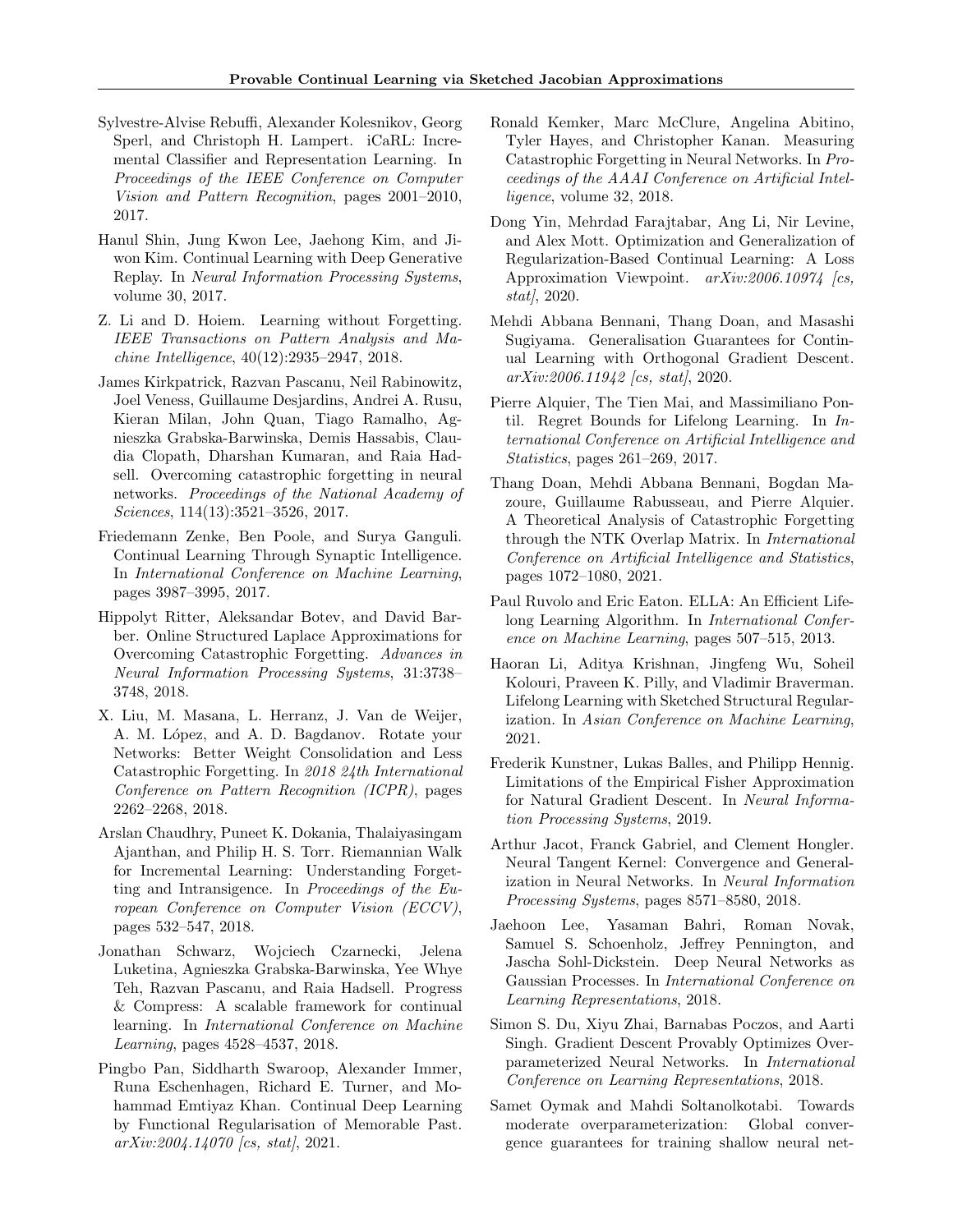Sylvestre-Alvise Rebuffi, Alexander Kolesnikov, Georg Sperl, and Christoph H. Lampert. iCaRL: Incremental Classifier and Representation Learning. In *Proceedings of the IEEE Conference on Computer Vision and Pattern Recognition*, pages 2001–2010, 2017.

Hanul Shin, Jung Kwon Lee, Jaehong Kim, and Jiwon Kim. Continual Learning with Deep Generative Replay. In *Neural Information Processing Systems*, volume 30, 2017.

Z. Li and D. Hoiem. Learning without Forgetting. *IEEE Transactions on Pattern Analysis and Machine Intelligence*, 40(12):2935–2947, 2018.

James Kirkpatrick, Razvan Pascanu, Neil Rabinowitz, Joel Veness, Guillaume Desjardins, Andrei A. Rusu, Kieran Milan, John Quan, Tiago Ramalho, Agnieszka Grabska-Barwinska, Demis Hassabis, Claudia Clopath, Dharshan Kumaran, and Raia Hadsell. Overcoming catastrophic forgetting in neural networks. *Proceedings of the National Academy of Sciences*, 114(13):3521–3526, 2017.

Friedemann Zenke, Ben Poole, and Surya Ganguli. Continual Learning Through Synaptic Intelligence. In *International Conference on Machine Learning*, pages 3987–3995, 2017.

Hippolyt Ritter, Aleksandar Botev, and David Barber. Online Structured Laplace Approximations for Overcoming Catastrophic Forgetting. *Advances in Neural Information Processing Systems*, 31:3738–3748, 2018.

X. Liu, M. Masana, L. Herranz, J. Van de Weijer, A. M. López, and A. D. Bagdanov. Rotate your Networks: Better Weight Consolidation and Less Catastrophic Forgetting. In *2018 24th International Conference on Pattern Recognition (ICPR)*, pages 2262–2268, 2018.

Arslan Chaudhry, Puneet K. Dokania, Thalaiyasingam Ajanthan, and Philip H. S. Torr. Riemannian Walk for Incremental Learning: Understanding Forgetting and Intransigence. In *Proceedings of the European Conference on Computer Vision (ECCV)*, pages 532–547, 2018.

Jonathan Schwarz, Wojciech Czarnecki, Jelena Luketina, Agnieszka Grabska-Barwinska, Yee Whye Teh, Razvan Pascanu, and Raia Hadsell. Progress & Compress: A scalable framework for continual learning. In *International Conference on Machine Learning*, pages 4528–4537, 2018.

Pingbo Pan, Siddharth Swaroop, Alexander Immer, Runa Eschenhagen, Richard E. Turner, and Mohammad Emtiyaz Khan. Continual Deep Learning by Functional Regularisation of Memorable Past. *arXiv:2004.14070 [cs, stat]*, 2021.

Ronald Kemker, Marc McClure, Angelina Abitino, Tyler Hayes, and Christopher Kanan. Measuring Catastrophic Forgetting in Neural Networks. In *Proceedings of the AAAI Conference on Artificial Intelligence*, volume 32, 2018.

Dong Yin, Mehrdad Farajtabar, Ang Li, Nir Levine, and Alex Mott. Optimization and Generalization of Regularization-Based Continual Learning: A Loss Approximation Viewpoint. *arXiv:2006.10974 [cs, stat]*, 2020.

Mehdi Abbana Bennani, Thang Doan, and Masashi Sugiyama. Generalisation Guarantees for Continual Learning with Orthogonal Gradient Descent. *arXiv:2006.11942 [cs, stat]*, 2020.

Pierre Alquier, The Tien Mai, and Massimiliano Pontil. Regret Bounds for Lifelong Learning. In *International Conference on Artificial Intelligence and Statistics*, pages 261–269, 2017.

Thang Doan, Mehdi Abbana Bennani, Bogdan Mazoure, Guillaume Rabusseau, and Pierre Alquier. A Theoretical Analysis of Catastrophic Forgetting through the NTK Overlap Matrix. In *International Conference on Artificial Intelligence and Statistics*, pages 1072–1080, 2021.

Paul Ruvolo and Eric Eaton. ELLA: An Efficient Lifelong Learning Algorithm. In *International Conference on Machine Learning*, pages 507–515, 2013.

Haoran Li, Aditya Krishnan, Jingfeng Wu, Soheil Kolouri, Praveen K. Pilly, and Vladimir Braverman. Lifelong Learning with Sketched Structural Regularization. In *Asian Conference on Machine Learning*, 2021.

Frederik Kunstner, Lukas Balles, and Philipp Hennig. Limitations of the Empirical Fisher Approximation for Natural Gradient Descent. In *Neural Information Processing Systems*, 2019.

Arthur Jacot, Franck Gabriel, and Clement Hongler. Neural Tangent Kernel: Convergence and Generalization in Neural Networks. In *Neural Information Processing Systems*, pages 8571–8580, 2018.

Jaehoon Lee, Yasaman Bahri, Roman Novak, Samuel S. Schoenholz, Jeffrey Pennington, and Jascha Sohl-Dickstein. Deep Neural Networks as Gaussian Processes. In *International Conference on Learning Representations*, 2018.

Simon S. Du, Xiyu Zhai, Barnabas Poczos, and Aarti Singh. Gradient Descent Provably Optimizes Overparameterized Neural Networks. In *International Conference on Learning Representations*, 2018.

Samet Oymak and Mahdi Soltanolkotabi. Towards moderate overparameterization: Global convergence guarantees for training shallow neural net-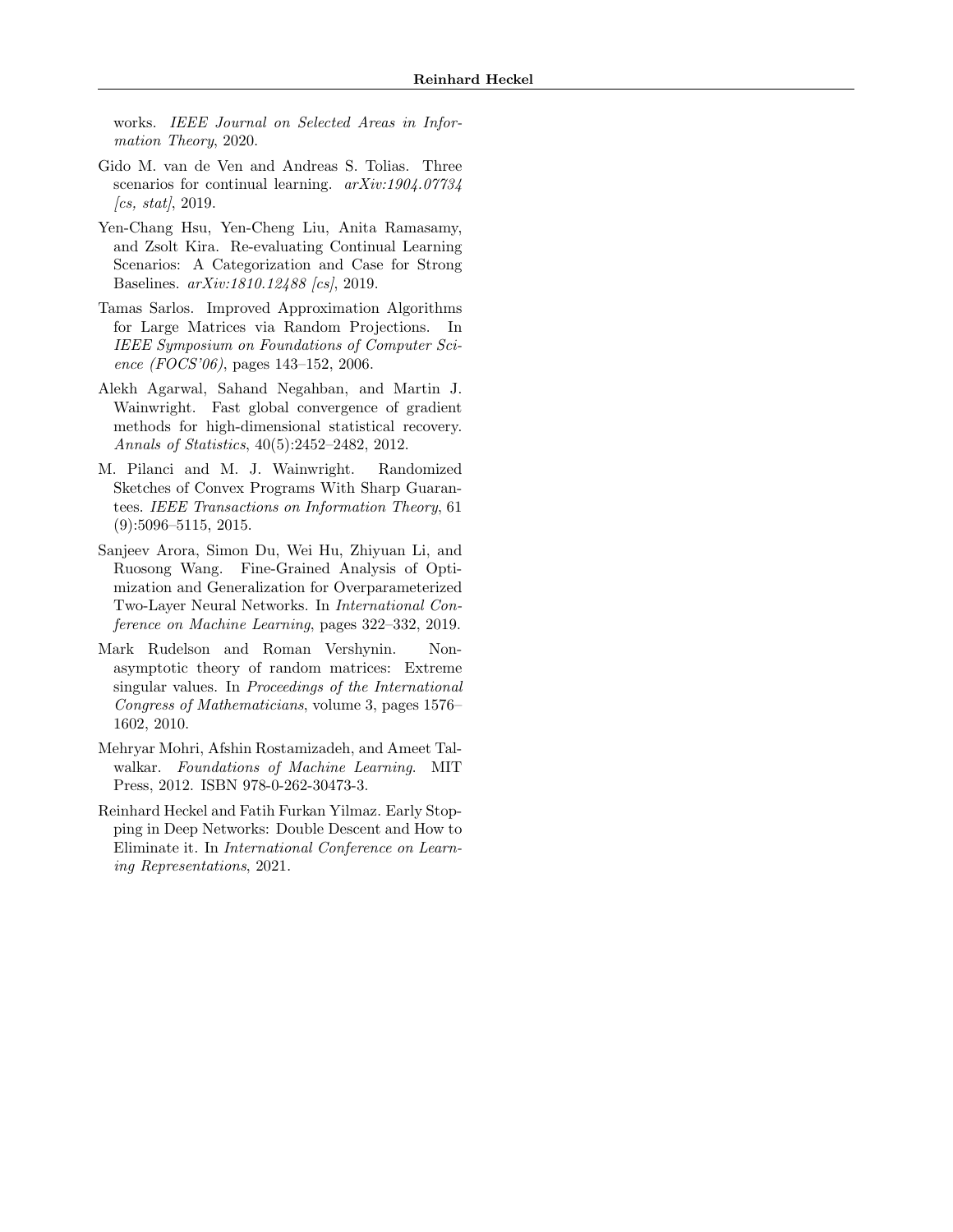works. *IEEE Journal on Selected Areas in Information Theory*, 2020.

Gido M. van de Ven and Andreas S. Tolias. Three scenarios for continual learning. *arXiv:1904.07734 [cs, stat]*, 2019.

Yen-Chang Hsu, Yen-Cheng Liu, Anita Ramasamy, and Zsolt Kira. Re-evaluating Continual Learning Scenarios: A Categorization and Case for Strong Baselines. *arXiv:1810.12488 [cs]*, 2019.

Tamas Sarlos. Improved Approximation Algorithms for Large Matrices via Random Projections. In *IEEE Symposium on Foundations of Computer Science (FOCS'06)*, pages 143–152, 2006.

Alekh Agarwal, Sahand Negahban, and Martin J. Wainwright. Fast global convergence of gradient methods for high-dimensional statistical recovery. *Annals of Statistics*, 40(5):2452–2482, 2012.

M. Pilanci and M. J. Wainwright. Randomized Sketches of Convex Programs With Sharp Guarantees. *IEEE Transactions on Information Theory*, 61 (9):5096–5115, 2015.

Sanjeev Arora, Simon Du, Wei Hu, Zhiyuan Li, and Ruosong Wang. Fine-Grained Analysis of Optimization and Generalization for Overparameterized Two-Layer Neural Networks. In *International Conference on Machine Learning*, pages 322–332, 2019.

Mark Rudelson and Roman Vershynin. Non-asymptotic theory of random matrices: Extreme singular values. In *Proceedings of the International Congress of Mathematicians*, volume 3, pages 1576–1602, 2010.

Mehryar Mohri, Afshin Rostamizadeh, and Ameet Talwalkar. *Foundations of Machine Learning*. MIT Press, 2012. ISBN 978-0-262-30473-3.

Reinhard Heckel and Fatih Furkan Yilmaz. Early Stopping in Deep Networks: Double Descent and How to Eliminate it. In *International Conference on Learning Representations*, 2021.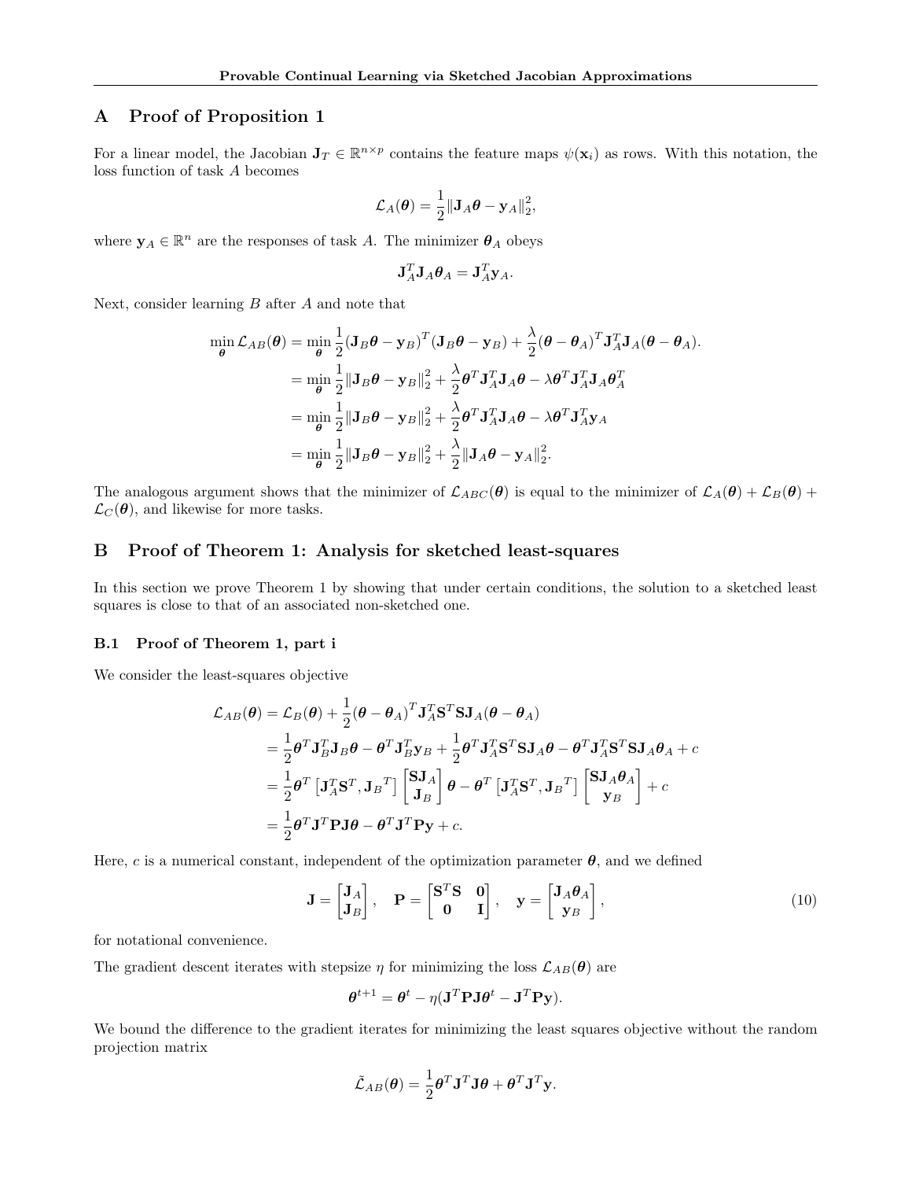## A Proof of Proposition 1

For a linear model, the Jacobian $\mathbf{J}_T \in \mathbb{R}^{n\times p}$ contains the feature maps $\psi(\mathbf{x}_i)$ as rows. With this notation, the loss function of task $A$ becomes

$$\mathcal{L}_A(\boldsymbol{\theta}) = \frac{1}{2}\|\mathbf{J}_A\boldsymbol{\theta} - \mathbf{y}_A\|_2^2,$$

where $\mathbf{y}_A \in \mathbb{R}^n$ are the responses of task $A$. The minimizer $\boldsymbol{\theta}_A$ obeys

$$\mathbf{J}_A^T\mathbf{J}_A\boldsymbol{\theta}_A = \mathbf{J}_A^T\mathbf{y}_A.$$

Next, consider learning $B$ after $A$ and note that

$$\begin{aligned}
\min_{\boldsymbol{\theta}} \mathcal{L}_{AB}(\boldsymbol{\theta}) &= \min_{\boldsymbol{\theta}} \frac{1}{2}(\mathbf{J}_B\boldsymbol{\theta} - \mathbf{y}_B)^T(\mathbf{J}_B\boldsymbol{\theta} - \mathbf{y}_B) + \frac{\lambda}{2}(\boldsymbol{\theta} - \boldsymbol{\theta}_A)^T\mathbf{J}_A^T\mathbf{J}_A(\boldsymbol{\theta} - \boldsymbol{\theta}_A).\\
&= \min_{\boldsymbol{\theta}} \frac{1}{2}\|\mathbf{J}_B\boldsymbol{\theta} - \mathbf{y}_B\|_2^2 + \frac{\lambda}{2}\boldsymbol{\theta}^T\mathbf{J}_A^T\mathbf{J}_A\boldsymbol{\theta} - \lambda\boldsymbol{\theta}^T\mathbf{J}_A^T\mathbf{J}_A\boldsymbol{\theta}_A^T\\
&= \min_{\boldsymbol{\theta}} \frac{1}{2}\|\mathbf{J}_B\boldsymbol{\theta} - \mathbf{y}_B\|_2^2 + \frac{\lambda}{2}\boldsymbol{\theta}^T\mathbf{J}_A^T\mathbf{J}_A\boldsymbol{\theta} - \lambda\boldsymbol{\theta}^T\mathbf{J}_A^T\mathbf{y}_A\\
&= \min_{\boldsymbol{\theta}} \frac{1}{2}\|\mathbf{J}_B\boldsymbol{\theta} - \mathbf{y}_B\|_2^2 + \frac{\lambda}{2}\|\mathbf{J}_A\boldsymbol{\theta} - \mathbf{y}_A\|_2^2.
\end{aligned}$$

The analogous argument shows that the minimizer of $\mathcal{L}_{ABC}(\boldsymbol{\theta})$ is equal to the minimizer of $\mathcal{L}_A(\boldsymbol{\theta}) + \mathcal{L}_B(\boldsymbol{\theta}) + \mathcal{L}_C(\boldsymbol{\theta})$, and likewise for more tasks.

## B Proof of Theorem 1: Analysis for sketched least-squares

In this section we prove Theorem 1 by showing that under certain conditions, the solution to a sketched least squares is close to that of an associated non-sketched one.

### B.1 Proof of Theorem 1, part i

We consider the least-squares objective

$$\begin{aligned}
\mathcal{L}_{AB}(\boldsymbol{\theta}) &= \mathcal{L}_B(\boldsymbol{\theta}) + \frac{1}{2}(\boldsymbol{\theta} - \boldsymbol{\theta}_A)^T\mathbf{J}_A^T\mathbf{S}^T\mathbf{S}\mathbf{J}_A(\boldsymbol{\theta} - \boldsymbol{\theta}_A)\\
&= \frac{1}{2}\boldsymbol{\theta}^T\mathbf{J}_B^T\mathbf{J}_B\boldsymbol{\theta} - \boldsymbol{\theta}^T\mathbf{J}_B^T\mathbf{y}_B + \frac{1}{2}\boldsymbol{\theta}^T\mathbf{J}_A^T\mathbf{S}^T\mathbf{S}\mathbf{J}_A\boldsymbol{\theta} - \boldsymbol{\theta}^T\mathbf{J}_A^T\mathbf{S}^T\mathbf{S}\mathbf{J}_A\boldsymbol{\theta}_A + c\\
&= \frac{1}{2}\boldsymbol{\theta}^T\left[\mathbf{J}_A^T\mathbf{S}^T, \mathbf{J}_B{}^T\right]\begin{bmatrix}\mathbf{S}\mathbf{J}_A\\ \mathbf{J}_B\end{bmatrix}\boldsymbol{\theta} - \boldsymbol{\theta}^T\left[\mathbf{J}_A^T\mathbf{S}^T, \mathbf{J}_B{}^T\right]\begin{bmatrix}\mathbf{S}\mathbf{J}_A\boldsymbol{\theta}_A\\ \mathbf{y}_B\end{bmatrix} + c\\
&= \frac{1}{2}\boldsymbol{\theta}^T\mathbf{J}^T\mathbf{P}\mathbf{J}\boldsymbol{\theta} - \boldsymbol{\theta}^T\mathbf{J}^T\mathbf{P}\mathbf{y} + c.
\end{aligned}$$

Here, $c$ is a numerical constant, independent of the optimization parameter $\boldsymbol{\theta}$, and we defined

$$\mathbf{J} = \begin{bmatrix}\mathbf{J}_A\\ \mathbf{J}_B\end{bmatrix}, \quad \mathbf{P} = \begin{bmatrix}\mathbf{S}^T\mathbf{S} & \mathbf{0}\\ \mathbf{0} & \mathbf{I}\end{bmatrix}, \quad \mathbf{y} = \begin{bmatrix}\mathbf{J}_A\boldsymbol{\theta}_A\\ \mathbf{y}_B\end{bmatrix}, \tag{10}$$

for notational convenience.

The gradient descent iterates with stepsize $\eta$ for minimizing the loss $\mathcal{L}_{AB}(\boldsymbol{\theta})$ are

$$\boldsymbol{\theta}^{t+1} = \boldsymbol{\theta}^t - \eta(\mathbf{J}^T\mathbf{P}\mathbf{J}\boldsymbol{\theta}^t - \mathbf{J}^T\mathbf{P}\mathbf{y}).$$

We bound the difference to the gradient iterates for minimizing the least squares objective without the random projection matrix

$$\tilde{\mathcal{L}}_{AB}(\boldsymbol{\theta}) = \frac{1}{2}\boldsymbol{\theta}^T\mathbf{J}^T\mathbf{J}\boldsymbol{\theta} + \boldsymbol{\theta}^T\mathbf{J}^T\mathbf{y}.$$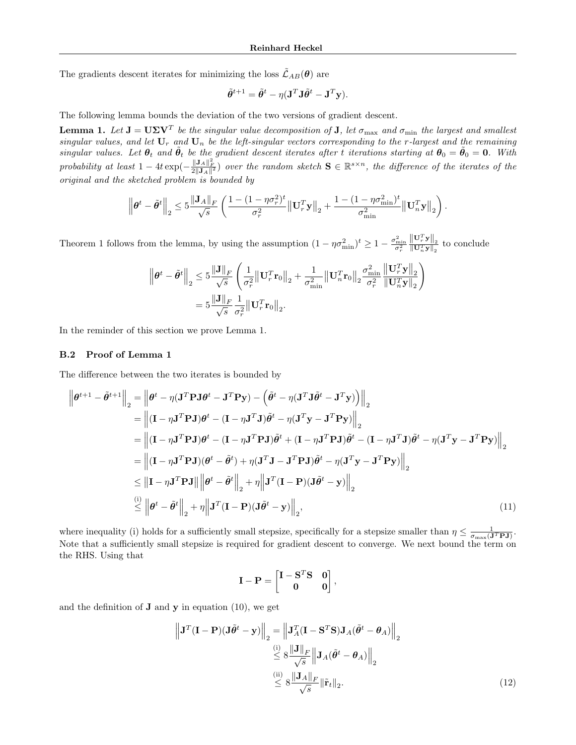The gradients descent iterates for minimizing the loss $\tilde{\mathcal{L}}_{AB}(\boldsymbol{\theta})$ are

$$\tilde{\boldsymbol{\theta}}^{t+1} = \tilde{\boldsymbol{\theta}}^t - \eta(\mathbf{J}^T\mathbf{J}\tilde{\boldsymbol{\theta}}^t - \mathbf{J}^T\mathbf{y}).$$

The following lemma bounds the deviation of the two versions of gradient descent.

**Lemma 1.** *Let $\mathbf{J} = \mathbf{U}\boldsymbol{\Sigma}\mathbf{V}^T$ be the singular value decomposition of $\mathbf{J}$, let $\sigma_{\max}$ and $\sigma_{\min}$ the largest and smallest singular values, and let $\mathbf{U}_r$ and $\mathbf{U}_n$ be the left-singular vectors corresponding to the $r$-largest and the remaining singular values. Let $\boldsymbol{\theta}_t$ and $\tilde{\boldsymbol{\theta}}_t$ be the gradient descent iterates after $t$ iterations starting at $\boldsymbol{\theta}_0 = \tilde{\boldsymbol{\theta}}_0 = \mathbf{0}$. With probability at least $1 - 4t\exp(-\frac{\|\mathbf{J}_A\|_F^2}{2\|\mathbf{J}_A\|^2})$ over the random sketch $\mathbf{S} \in \mathbb{R}^{s\times n}$, the difference of the iterates of the original and the sketched problem is bounded by*

$$\left\|\boldsymbol{\theta}^t - \tilde{\boldsymbol{\theta}}^t\right\|_2 \leq 5\frac{\|\mathbf{J}_A\|_F}{\sqrt{s}}\left(\frac{1-(1-\eta\sigma_r^2)^t}{\sigma_r^2}\left\|\mathbf{U}_r^T\mathbf{y}\right\|_2 + \frac{1-(1-\eta\sigma_{\min}^2)^t}{\sigma_{\min}^2}\left\|\mathbf{U}_n^T\mathbf{y}\right\|_2\right).$$

Theorem 1 follows from the lemma, by using the assumption $(1-\eta\sigma_{\min}^2)^t \geq 1 - \frac{\sigma_{\min}^2}{\sigma_r^2}\frac{\left\|\mathbf{U}_r^T\mathbf{y}\right\|_2}{\left\|\mathbf{U}_n^T\mathbf{y}\right\|_2}$ to conclude

$$\begin{aligned}
\left\|\boldsymbol{\theta}^t - \tilde{\boldsymbol{\theta}}^t\right\|_2 &\leq 5\frac{\|\mathbf{J}\|_F}{\sqrt{s}}\left(\frac{1}{\sigma_r^2}\left\|\mathbf{U}_r^T\mathbf{r}_0\right\|_2 + \frac{1}{\sigma_{\min}^2}\left\|\mathbf{U}_n^T\mathbf{r}_0\right\|_2\frac{\sigma_{\min}^2}{\sigma_r^2}\frac{\left\|\mathbf{U}_r^T\mathbf{y}\right\|_2}{\left\|\mathbf{U}_n^T\mathbf{y}\right\|_2}\right) \\
&= 5\frac{\|\mathbf{J}\|_F}{\sqrt{s}}\frac{1}{\sigma_r^2}\left\|\mathbf{U}_r^T\mathbf{r}_0\right\|_2.
\end{aligned}$$

In the reminder of this section we prove Lemma 1.

### B.2 Proof of Lemma 1

The difference between the two iterates is bounded by

$$\begin{aligned}
\left\|\boldsymbol{\theta}^{t+1} - \tilde{\boldsymbol{\theta}}^{t+1}\right\|_2 &= \left\|\boldsymbol{\theta}^t - \eta(\mathbf{J}^T\mathbf{P}\mathbf{J}\boldsymbol{\theta}^t - \mathbf{J}^T\mathbf{P}\mathbf{y}) - \left(\tilde{\boldsymbol{\theta}}^t - \eta(\mathbf{J}^T\mathbf{J}\tilde{\boldsymbol{\theta}}^t - \mathbf{J}^T\mathbf{y})\right)\right\|_2 \\
&= \left\|(\mathbf{I} - \eta\mathbf{J}^T\mathbf{P}\mathbf{J})\boldsymbol{\theta}^t - (\mathbf{I} - \eta\mathbf{J}^T\mathbf{J})\tilde{\boldsymbol{\theta}}^t - \eta(\mathbf{J}^T\mathbf{y} - \mathbf{J}^T\mathbf{P}\mathbf{y})\right\|_2 \\
&= \left\|(\mathbf{I} - \eta\mathbf{J}^T\mathbf{P}\mathbf{J})\boldsymbol{\theta}^t - (\mathbf{I} - \eta\mathbf{J}^T\mathbf{P}\mathbf{J})\tilde{\boldsymbol{\theta}}^t + (\mathbf{I} - \eta\mathbf{J}^T\mathbf{P}\mathbf{J})\tilde{\boldsymbol{\theta}}^t - (\mathbf{I} - \eta\mathbf{J}^T\mathbf{J})\tilde{\boldsymbol{\theta}}^t - \eta(\mathbf{J}^T\mathbf{y} - \mathbf{J}^T\mathbf{P}\mathbf{y})\right\|_2 \\
&= \left\|(\mathbf{I} - \eta\mathbf{J}^T\mathbf{P}\mathbf{J})(\boldsymbol{\theta}^t - \tilde{\boldsymbol{\theta}}^t) + \eta(\mathbf{J}^T\mathbf{J} - \mathbf{J}^T\mathbf{P}\mathbf{J})\tilde{\boldsymbol{\theta}}^t - \eta(\mathbf{J}^T\mathbf{y} - \mathbf{J}^T\mathbf{P}\mathbf{y})\right\|_2 \\
&\leq \left\|\mathbf{I} - \eta\mathbf{J}^T\mathbf{P}\mathbf{J}\right\|\left\|\boldsymbol{\theta}^t - \tilde{\boldsymbol{\theta}}^t\right\|_2 + \eta\left\|\mathbf{J}^T(\mathbf{I} - \mathbf{P})(\mathbf{J}\tilde{\boldsymbol{\theta}}^t - \mathbf{y})\right\|_2 \\
&\overset{\text{(i)}}{\leq} \left\|\boldsymbol{\theta}^t - \tilde{\boldsymbol{\theta}}^t\right\|_2 + \eta\left\|\mathbf{J}^T(\mathbf{I} - \mathbf{P})(\mathbf{J}\tilde{\boldsymbol{\theta}}^t - \mathbf{y})\right\|_2,
\end{aligned} \tag{11}$$

where inequality (i) holds for a sufficiently small stepsize, specifically for a stepsize smaller than $\eta \leq \frac{1}{\sigma_{\max}(\mathbf{J}^T\mathbf{P}\mathbf{J})}$. Note that a sufficiently small stepsize is required for gradient descent to converge. We next bound the term on the RHS. Using that

$$\mathbf{I} - \mathbf{P} = \begin{bmatrix} \mathbf{I} - \mathbf{S}^T\mathbf{S} & \mathbf{0} \\ \mathbf{0} & \mathbf{0} \end{bmatrix},$$

and the definition of $\mathbf{J}$ and $\mathbf{y}$ in equation (10), we get

$$\begin{aligned}
\left\|\mathbf{J}^T(\mathbf{I} - \mathbf{P})(\mathbf{J}\tilde{\boldsymbol{\theta}}^t - \mathbf{y})\right\|_2 &= \left\|\mathbf{J}_A^T(\mathbf{I} - \mathbf{S}^T\mathbf{S})\mathbf{J}_A(\tilde{\boldsymbol{\theta}}^t - \boldsymbol{\theta}_A)\right\|_2 \\
&\overset{\text{(i)}}{\leq} 8\frac{\|\mathbf{J}\|_F}{\sqrt{s}}\left\|\mathbf{J}_A(\tilde{\boldsymbol{\theta}}^t - \boldsymbol{\theta}_A)\right\|_2 \\
&\overset{\text{(ii)}}{\leq} 8\frac{\|\mathbf{J}_A\|_F}{\sqrt{s}}\|\tilde{\mathbf{r}}_t\|_2.
\end{aligned} \tag{12}$$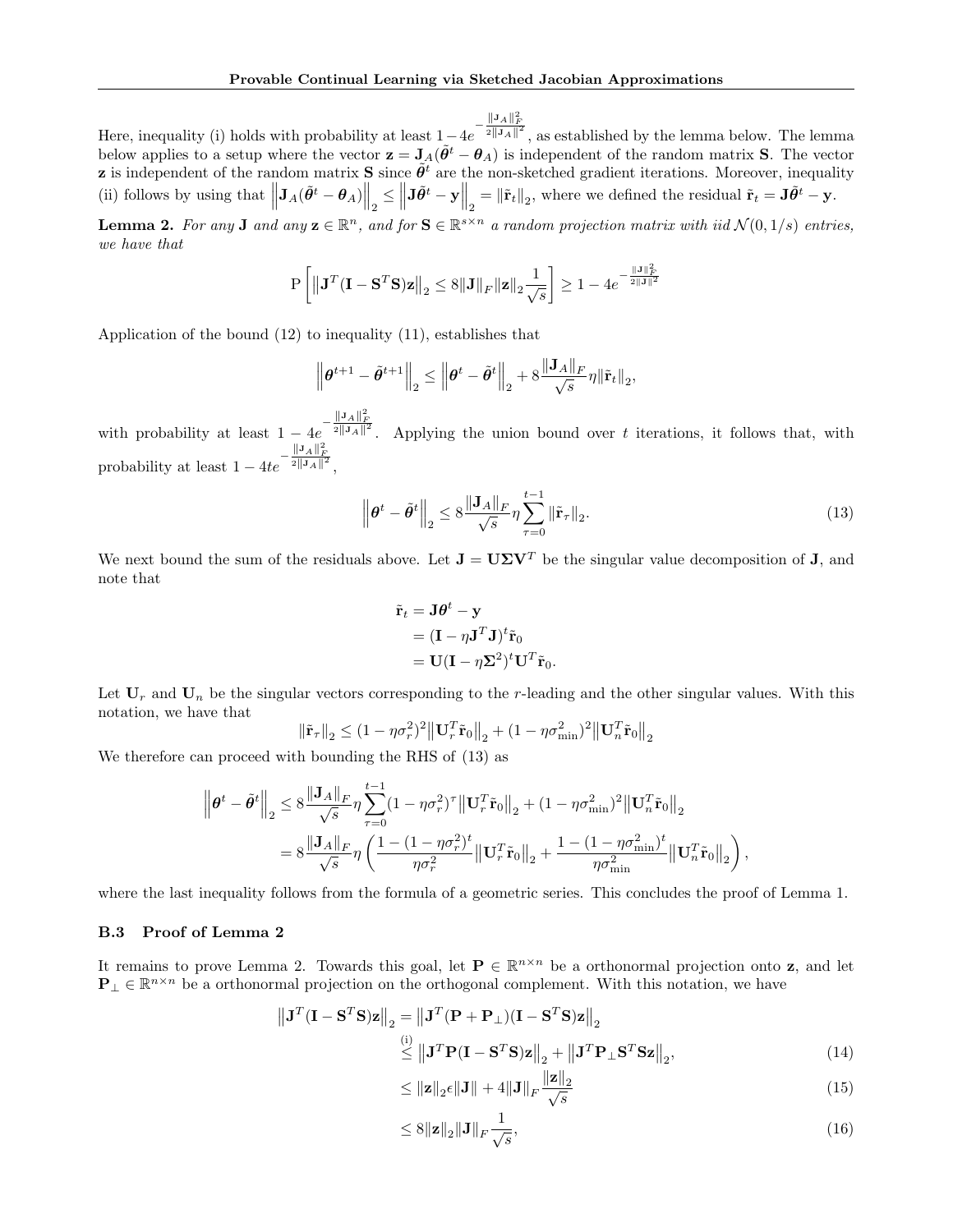Here, inequality (i) holds with probability at least $1-4e^{-\frac{\|\mathbf{J}_A\|_F^2}{2\|\mathbf{J}_A\|^2}}$, as established by the lemma below. The lemma below applies to a setup where the vector $\mathbf{z} = \mathbf{J}_A(\tilde{\boldsymbol{\theta}}^t - \boldsymbol{\theta}_A)$ is independent of the random matrix $\mathbf{S}$. The vector $\mathbf{z}$ is independent of the random matrix $\mathbf{S}$ since $\tilde{\boldsymbol{\theta}}^t$ are the non-sketched gradient iterations. Moreover, inequality (ii) follows by using that $\left\|\mathbf{J}_A(\tilde{\boldsymbol{\theta}}^t - \boldsymbol{\theta}_A)\right\|_2 \leq \left\|\mathbf{J}\tilde{\boldsymbol{\theta}}^t - \mathbf{y}\right\|_2 = \|\tilde{\mathbf{r}}_t\|_2$, where we defined the residual $\tilde{\mathbf{r}}_t = \mathbf{J}\tilde{\boldsymbol{\theta}}^t - \mathbf{y}$.

**Lemma 2.** *For any $\mathbf{J}$ and any $\mathbf{z} \in \mathbb{R}^n$, and for $\mathbf{S} \in \mathbb{R}^{s\times n}$ a random projection matrix with iid $\mathcal{N}(0, 1/s)$ entries, we have that*

$$\mathrm{P}\left[\left\|\mathbf{J}^T(\mathbf{I} - \mathbf{S}^T\mathbf{S})\mathbf{z}\right\|_2 \leq 8\|\mathbf{J}\|_F\|\mathbf{z}\|_2\frac{1}{\sqrt{s}}\right] \geq 1 - 4e^{-\frac{\|\mathbf{J}\|_F^2}{2\|\mathbf{J}\|^2}}$$

Application of the bound (12) to inequality (11), establishes that

$$\left\|\boldsymbol{\theta}^{t+1} - \tilde{\boldsymbol{\theta}}^{t+1}\right\|_2 \leq \left\|\boldsymbol{\theta}^t - \tilde{\boldsymbol{\theta}}^t\right\|_2 + 8\frac{\|\mathbf{J}_A\|_F}{\sqrt{s}}\eta\|\tilde{\mathbf{r}}_t\|_2,$$

with probability at least $1 - 4e^{-\frac{\|\mathbf{J}_A\|_F^2}{2\|\mathbf{J}_A\|^2}}$. Applying the union bound over $t$ iterations, it follows that, with probability at least $1 - 4te^{-\frac{\|\mathbf{J}_A\|_F^2}{2\|\mathbf{J}_A\|^2}}$,

$$\left\|\boldsymbol{\theta}^t - \tilde{\boldsymbol{\theta}}^t\right\|_2 \leq 8\frac{\|\mathbf{J}_A\|_F}{\sqrt{s}}\eta\sum_{\tau=0}^{t-1}\|\tilde{\mathbf{r}}_\tau\|_2. \tag{13}$$

We next bound the sum of the residuals above. Let $\mathbf{J} = \mathbf{U}\boldsymbol{\Sigma}\mathbf{V}^T$ be the singular value decomposition of $\mathbf{J}$, and note that

$$\begin{aligned}
\tilde{\mathbf{r}}_t &= \mathbf{J}\boldsymbol{\theta}^t - \mathbf{y} \\
&= (\mathbf{I} - \eta\mathbf{J}^T\mathbf{J})^t\tilde{\mathbf{r}}_0 \\
&= \mathbf{U}(\mathbf{I} - \eta\boldsymbol{\Sigma}^2)^t\mathbf{U}^T\tilde{\mathbf{r}}_0.
\end{aligned}$$

Let $\mathbf{U}_r$ and $\mathbf{U}_n$ be the singular vectors corresponding to the $r$-leading and the other singular values. With this notation, we have that

$$\|\tilde{\mathbf{r}}_\tau\|_2 \leq (1 - \eta\sigma_r^2)^2\left\|\mathbf{U}_r^T\tilde{\mathbf{r}}_0\right\|_2 + (1 - \eta\sigma_{\min}^2)^2\left\|\mathbf{U}_n^T\tilde{\mathbf{r}}_0\right\|_2$$

We therefore can proceed with bounding the RHS of (13) as

$$\begin{aligned}
\left\|\boldsymbol{\theta}^t - \tilde{\boldsymbol{\theta}}^t\right\|_2 &\leq 8\frac{\|\mathbf{J}_A\|_F}{\sqrt{s}}\eta\sum_{\tau=0}^{t-1}(1 - \eta\sigma_r^2)^\tau\left\|\mathbf{U}_r^T\tilde{\mathbf{r}}_0\right\|_2 + (1 - \eta\sigma_{\min}^2)^2\left\|\mathbf{U}_n^T\tilde{\mathbf{r}}_0\right\|_2 \\
&= 8\frac{\|\mathbf{J}_A\|_F}{\sqrt{s}}\eta\left(\frac{1 - (1 - \eta\sigma_r^2)^t}{\eta\sigma_r^2}\left\|\mathbf{U}_r^T\tilde{\mathbf{r}}_0\right\|_2 + \frac{1 - (1 - \eta\sigma_{\min}^2)^t}{\eta\sigma_{\min}^2}\left\|\mathbf{U}_n^T\tilde{\mathbf{r}}_0\right\|_2\right),
\end{aligned}$$

where the last inequality follows from the formula of a geometric series. This concludes the proof of Lemma 1.

### B.3 Proof of Lemma 2

It remains to prove Lemma 2. Towards this goal, let $\mathbf{P} \in \mathbb{R}^{n\times n}$ be a orthonormal projection onto $\mathbf{z}$, and let $\mathbf{P}_\perp \in \mathbb{R}^{n\times n}$ be a orthonormal projection on the orthogonal complement. With this notation, we have

$$\begin{aligned}
\left\|\mathbf{J}^T(\mathbf{I} - \mathbf{S}^T\mathbf{S})\mathbf{z}\right\|_2 &= \left\|\mathbf{J}^T(\mathbf{P} + \mathbf{P}_\perp)(\mathbf{I} - \mathbf{S}^T\mathbf{S})\mathbf{z}\right\|_2 \\
&\overset{\text{(i)}}{\leq} \left\|\mathbf{J}^T\mathbf{P}(\mathbf{I} - \mathbf{S}^T\mathbf{S})\mathbf{z}\right\|_2 + \left\|\mathbf{J}^T\mathbf{P}_\perp\mathbf{S}^T\mathbf{S}\mathbf{z}\right\|_2, &(14) \\
&\leq \|\mathbf{z}\|_2\epsilon\|\mathbf{J}\| + 4\|\mathbf{J}\|_F\frac{\|\mathbf{z}\|_2}{\sqrt{s}} &(15) \\
&\leq 8\|\mathbf{z}\|_2\|\mathbf{J}\|_F\frac{1}{\sqrt{s}}, &(16)
\end{aligned}$$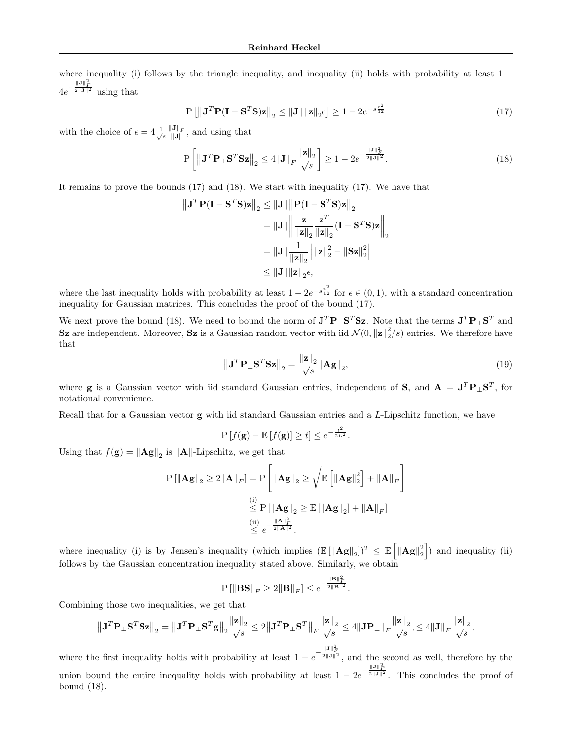where inequality (i) follows by the triangle inequality, and inequality (ii) holds with probability at least $1 - 4e^{-\frac{\|\mathbf{J}\|_F^2}{2\|\mathbf{J}\|^2}}$ using that

$$
\mathrm{P}\left[\left\|\mathbf{J}^T\mathbf{P}(\mathbf{I}-\mathbf{S}^T\mathbf{S})\mathbf{z}\right\|_2 \le \|\mathbf{J}\|\|\mathbf{z}\|_2\epsilon\right] \ge 1 - 2e^{-s\frac{\epsilon^2}{12}} \tag{17}
$$

with the choice of $\epsilon = 4\frac{1}{\sqrt{s}}\frac{\|\mathbf{J}\|_F}{\|\mathbf{J}\|}$, and using that

$$
\mathrm{P}\left[\left\|\mathbf{J}^T\mathbf{P}_\perp\mathbf{S}^T\mathbf{S}\mathbf{z}\right\|_2 \le 4\|\mathbf{J}\|_F\frac{\|\mathbf{z}\|_2}{\sqrt{s}}\right] \ge 1 - 2e^{-\frac{\|\mathbf{J}\|_F^2}{2\|\mathbf{J}\|^2}}. \tag{18}
$$

It remains to prove the bounds (17) and (18). We start with inequality (17). We have that

$$
\begin{aligned}
\left\|\mathbf{J}^T\mathbf{P}(\mathbf{I}-\mathbf{S}^T\mathbf{S})\mathbf{z}\right\|_2 &\le \|\mathbf{J}\|\left\|\mathbf{P}(\mathbf{I}-\mathbf{S}^T\mathbf{S})\mathbf{z}\right\|_2 \\
&= \|\mathbf{J}\|\left\|\frac{\mathbf{z}}{\|\mathbf{z}\|_2}\frac{\mathbf{z}^T}{\|\mathbf{z}\|_2}(\mathbf{I}-\mathbf{S}^T\mathbf{S})\mathbf{z}\right\|_2 \\
&= \|\mathbf{J}\|\frac{1}{\|\mathbf{z}\|_2}\left|\|\mathbf{z}\|_2^2 - \|\mathbf{S}\mathbf{z}\|_2^2\right| \\
&\le \|\mathbf{J}\|\|\mathbf{z}\|_2\epsilon,
\end{aligned}
$$

where the last inequality holds with probability at least $1 - 2e^{-s\frac{\epsilon^2}{12}}$ for $\epsilon \in (0,1)$, with a standard concentration inequality for Gaussian matrices. This concludes the proof of the bound (17).

We next prove the bound (18). We need to bound the norm of $\mathbf{J}^T\mathbf{P}_\perp\mathbf{S}^T\mathbf{S}\mathbf{z}$. Note that the terms $\mathbf{J}^T\mathbf{P}_\perp\mathbf{S}^T$ and $\mathbf{S}\mathbf{z}$ are independent. Moreover, $\mathbf{S}\mathbf{z}$ is a Gaussian random vector with iid $\mathcal{N}(0, \|\mathbf{z}\|_2^2/s)$ entries. We therefore have that

$$
\left\|\mathbf{J}^T\mathbf{P}_\perp\mathbf{S}^T\mathbf{S}\mathbf{z}\right\|_2 = \frac{\|\mathbf{z}\|_2}{\sqrt{s}}\|\mathbf{A}\mathbf{g}\|_2, \tag{19}
$$

where $\mathbf{g}$ is a Gaussian vector with iid standard Gaussian entries, independent of $\mathbf{S}$, and $\mathbf{A} = \mathbf{J}^T\mathbf{P}_\perp\mathbf{S}^T$, for notational convenience.

Recall that for a Gaussian vector $\mathbf{g}$ with iid standard Gaussian entries and a $L$-Lipschitz function, we have

$$
\mathrm{P}\left[f(\mathbf{g}) - \mathbb{E}\left[f(\mathbf{g})\right] \ge t\right] \le e^{-\frac{t^2}{2L^2}}.
$$

Using that $f(\mathbf{g}) = \|\mathbf{A}\mathbf{g}\|_2$ is $\|\mathbf{A}\|$-Lipschitz, we get that

$$
\begin{aligned}
\mathrm{P}\left[\|\mathbf{A}\mathbf{g}\|_2 \ge 2\|\mathbf{A}\|_F\right] &= \mathrm{P}\left[\|\mathbf{A}\mathbf{g}\|_2 \ge \sqrt{\mathbb{E}\left[\|\mathbf{A}\mathbf{g}\|_2^2\right]} + \|\mathbf{A}\|_F\right] \\
&\overset{\text{(i)}}{\le} \mathrm{P}\left[\|\mathbf{A}\mathbf{g}\|_2 \ge \mathbb{E}\left[\|\mathbf{A}\mathbf{g}\|_2\right] + \|\mathbf{A}\|_F\right] \\
&\overset{\text{(ii)}}{\le} e^{-\frac{\|\mathbf{A}\|_F^2}{2\|\mathbf{A}\|^2}}.
\end{aligned}
$$

where inequality (i) is by Jensen's inequality (which implies $(\mathbb{E}\left[\|\mathbf{A}\mathbf{g}\|_2\right])^2 \le \mathbb{E}\left[\|\mathbf{A}\mathbf{g}\|_2^2\right]$) and inequality (ii) follows by the Gaussian concentration inequality stated above. Similarly, we obtain

$$
\mathrm{P}\left[\|\mathbf{B}\mathbf{S}\|_F \ge 2\|\mathbf{B}\|_F\right] \le e^{-\frac{\|\mathbf{B}\|_F^2}{2\|\mathbf{B}\|^2}}.
$$

Combining those two inequalities, we get that

$$
\left\|\mathbf{J}^T\mathbf{P}_\perp\mathbf{S}^T\mathbf{S}\mathbf{z}\right\|_2 = \left\|\mathbf{J}^T\mathbf{P}_\perp\mathbf{S}^T\mathbf{g}\right\|_2\frac{\|\mathbf{z}\|_2}{\sqrt{s}} \le 2\left\|\mathbf{J}^T\mathbf{P}_\perp\mathbf{S}^T\right\|_F\frac{\|\mathbf{z}\|_2}{\sqrt{s}} \le 4\|\mathbf{J}\mathbf{P}_\perp\|_F\frac{\|\mathbf{z}\|_2}{\sqrt{s}}, \le 4\|\mathbf{J}\|_F\frac{\|\mathbf{z}\|_2}{\sqrt{s}},
$$

where the first inequality holds with probability at least $1 - e^{-\frac{\|\mathbf{J}\|_F^2}{2\|\mathbf{J}\|^2}}$, and the second as well, therefore by the union bound the entire inequality holds with probability at least $1 - 2e^{-\frac{\|\mathbf{J}\|_F^2}{2\|\mathbf{J}\|^2}}$. This concludes the proof of bound (18).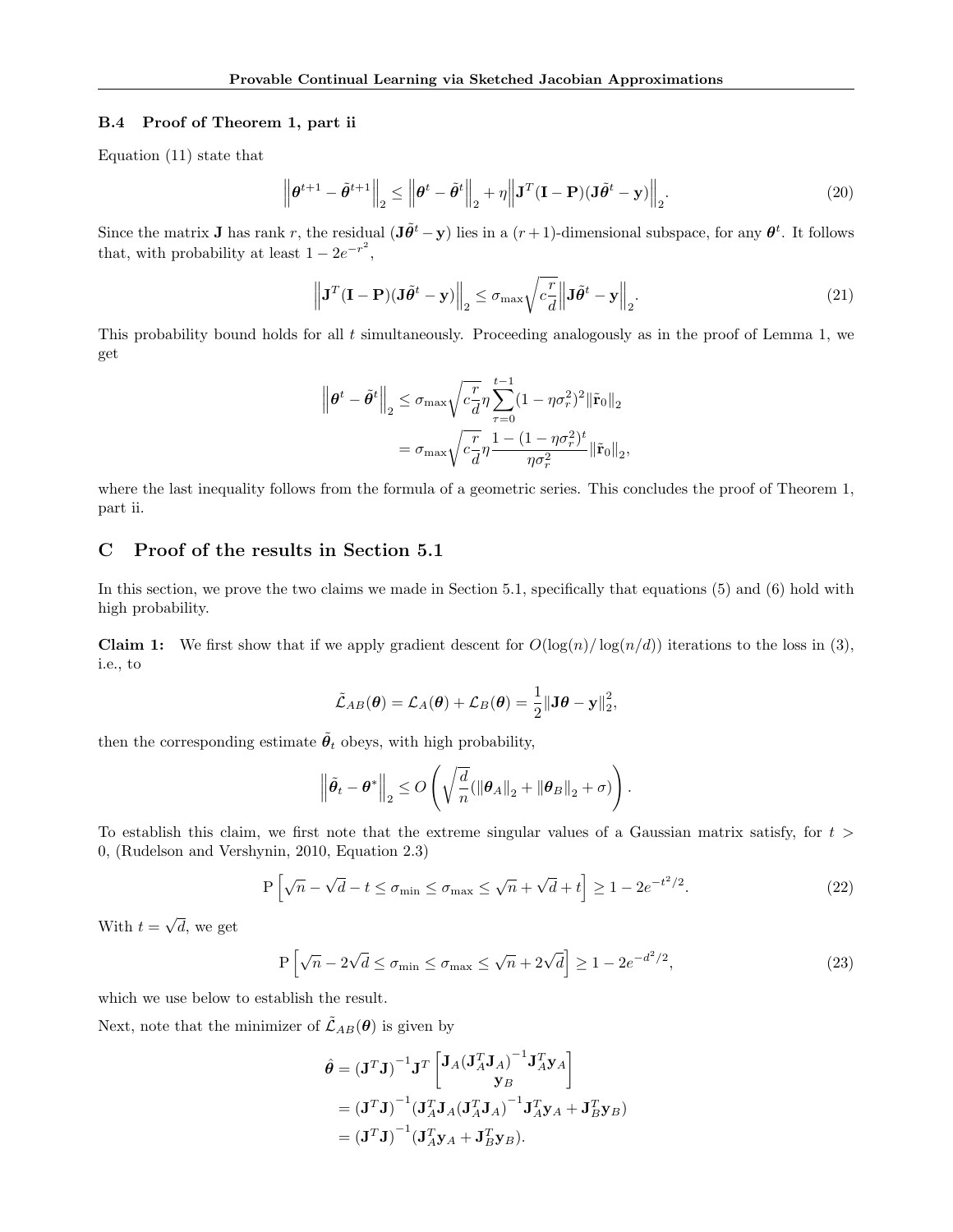### B.4 Proof of Theorem 1, part ii

Equation (11) state that

$$\left\|\boldsymbol{\theta}^{t+1} - \tilde{\boldsymbol{\theta}}^{t+1}\right\|_2 \leq \left\|\boldsymbol{\theta}^{t} - \tilde{\boldsymbol{\theta}}^{t}\right\|_2 + \eta \left\|\mathbf{J}^T(\mathbf{I} - \mathbf{P})(\mathbf{J}\tilde{\boldsymbol{\theta}}^t - \mathbf{y})\right\|_2. \tag{20}$$

Since the matrix $\mathbf{J}$ has rank $r$, the residual $(\mathbf{J}\tilde{\boldsymbol{\theta}}^t - \mathbf{y})$ lies in a $(r+1)$-dimensional subspace, for any $\boldsymbol{\theta}^t$. It follows that, with probability at least $1 - 2e^{-r^2}$,

$$\left\|\mathbf{J}^T(\mathbf{I} - \mathbf{P})(\mathbf{J}\tilde{\boldsymbol{\theta}}^t - \mathbf{y})\right\|_2 \leq \sigma_{\max}\sqrt{c\frac{r}{d}}\left\|\mathbf{J}\tilde{\boldsymbol{\theta}}^t - \mathbf{y}\right\|_2. \tag{21}$$

This probability bound holds for all $t$ simultaneously. Proceeding analogously as in the proof of Lemma 1, we get

$$\begin{aligned}
\left\|\boldsymbol{\theta}^t - \tilde{\boldsymbol{\theta}}^t\right\|_2 &\leq \sigma_{\max}\sqrt{c\frac{r}{d}}\eta\sum_{\tau=0}^{t-1}(1-\eta\sigma_r^2)^2\|\tilde{\mathbf{r}}_0\|_2 \\
&= \sigma_{\max}\sqrt{c\frac{r}{d}}\eta\frac{1-(1-\eta\sigma_r^2)^t}{\eta\sigma_r^2}\|\tilde{\mathbf{r}}_0\|_2,
\end{aligned}$$

where the last inequality follows from the formula of a geometric series. This concludes the proof of Theorem 1, part ii.

## C Proof of the results in Section 5.1

In this section, we prove the two claims we made in Section 5.1, specifically that equations (5) and (6) hold with high probability.

**Claim 1:** We first show that if we apply gradient descent for $O(\log(n)/\log(n/d))$ iterations to the loss in (3), i.e., to

$$\tilde{\mathcal{L}}_{AB}(\boldsymbol{\theta}) = \mathcal{L}_A(\boldsymbol{\theta}) + \mathcal{L}_B(\boldsymbol{\theta}) = \frac{1}{2}\|\mathbf{J}\boldsymbol{\theta} - \mathbf{y}\|_2^2,$$

then the corresponding estimate $\tilde{\boldsymbol{\theta}}_t$ obeys, with high probability,

$$\left\|\tilde{\boldsymbol{\theta}}_t - \boldsymbol{\theta}^*\right\|_2 \leq O\left(\sqrt{\frac{d}{n}}(\|\boldsymbol{\theta}_A\|_2 + \|\boldsymbol{\theta}_B\|_2 + \sigma)\right).$$

To establish this claim, we first note that the extreme singular values of a Gaussian matrix satisfy, for $t > 0$, (Rudelson and Vershynin, 2010, Equation 2.3)

$$\mathrm{P}\left[\sqrt{n} - \sqrt{d} - t \leq \sigma_{\min} \leq \sigma_{\max} \leq \sqrt{n} + \sqrt{d} + t\right] \geq 1 - 2e^{-t^2/2}. \tag{22}$$

With $t = \sqrt{d}$, we get

$$\mathrm{P}\left[\sqrt{n} - 2\sqrt{d} \leq \sigma_{\min} \leq \sigma_{\max} \leq \sqrt{n} + 2\sqrt{d}\right] \geq 1 - 2e^{-d^2/2}, \tag{23}$$

which we use below to establish the result.

Next, note that the minimizer of $\tilde{\mathcal{L}}_{AB}(\boldsymbol{\theta})$ is given by

$$\begin{aligned}
\hat{\boldsymbol{\theta}} &= (\mathbf{J}^T\mathbf{J})^{-1}\mathbf{J}^T\begin{bmatrix}\mathbf{J}_A(\mathbf{J}_A^T\mathbf{J}_A)^{-1}\mathbf{J}_A^T\mathbf{y}_A \\ \mathbf{y}_B\end{bmatrix} \\
&= (\mathbf{J}^T\mathbf{J})^{-1}(\mathbf{J}_A^T\mathbf{J}_A(\mathbf{J}_A^T\mathbf{J}_A)^{-1}\mathbf{J}_A^T\mathbf{y}_A + \mathbf{J}_B^T\mathbf{y}_B) \\
&= (\mathbf{J}^T\mathbf{J})^{-1}(\mathbf{J}_A^T\mathbf{y}_A + \mathbf{J}_B^T\mathbf{y}_B).
\end{aligned}$$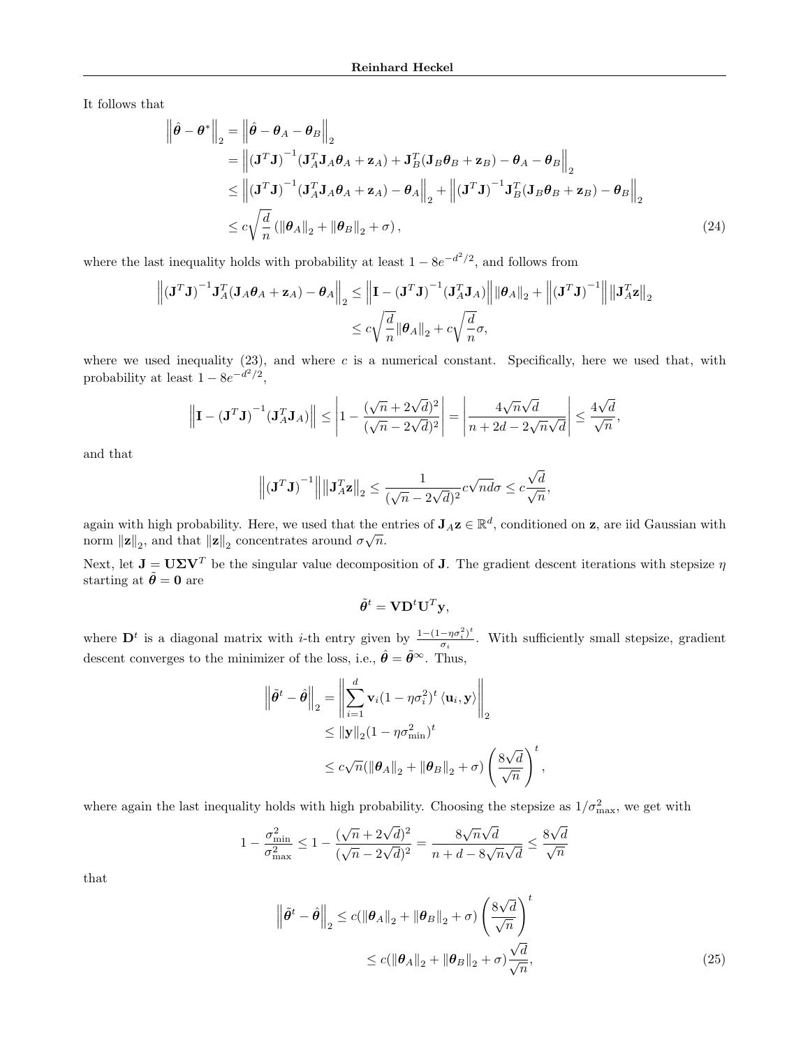It follows that

$$
\begin{aligned}
\left\|\hat{\boldsymbol{\theta}} - \boldsymbol{\theta}^*\right\|_2 &= \left\|\hat{\boldsymbol{\theta}} - \boldsymbol{\theta}_A - \boldsymbol{\theta}_B\right\|_2 \\
&= \left\|\left(\mathbf{J}^T\mathbf{J}\right)^{-1}(\mathbf{J}_A^T\mathbf{J}_A\boldsymbol{\theta}_A + \mathbf{z}_A) + \mathbf{J}_B^T(\mathbf{J}_B\boldsymbol{\theta}_B + \mathbf{z}_B) - \boldsymbol{\theta}_A - \boldsymbol{\theta}_B\right\|_2 \\
&\leq \left\|\left(\mathbf{J}^T\mathbf{J}\right)^{-1}(\mathbf{J}_A^T\mathbf{J}_A\boldsymbol{\theta}_A + \mathbf{z}_A) - \boldsymbol{\theta}_A\right\|_2 + \left\|\left(\mathbf{J}^T\mathbf{J}\right)^{-1}\mathbf{J}_B^T(\mathbf{J}_B\boldsymbol{\theta}_B + \mathbf{z}_B) - \boldsymbol{\theta}_B\right\|_2 \\
&\leq c\sqrt{\frac{d}{n}}\left(\|\boldsymbol{\theta}_A\|_2 + \|\boldsymbol{\theta}_B\|_2 + \sigma\right),
\end{aligned}
\tag{24}
$$

where the last inequality holds with probability at least $1 - 8e^{-d^2/2}$, and follows from

$$
\begin{aligned}
\left\|\left(\mathbf{J}^T\mathbf{J}\right)^{-1}\mathbf{J}_A^T(\mathbf{J}_A\boldsymbol{\theta}_A + \mathbf{z}_A) - \boldsymbol{\theta}_A\right\|_2 &\leq \left\|\mathbf{I} - \left(\mathbf{J}^T\mathbf{J}\right)^{-1}(\mathbf{J}_A^T\mathbf{J}_A)\right\|\|\boldsymbol{\theta}_A\|_2 + \left\|\left(\mathbf{J}^T\mathbf{J}\right)^{-1}\right\|\left\|\mathbf{J}_A^T\mathbf{z}\right\|_2 \\
&\leq c\sqrt{\frac{d}{n}}\|\boldsymbol{\theta}_A\|_2 + c\sqrt{\frac{d}{n}}\sigma,
\end{aligned}
$$

where we used inequality (23), and where $c$ is a numerical constant. Specifically, here we used that, with probability at least $1 - 8e^{-d^2/2}$,

$$
\left\|\mathbf{I} - \left(\mathbf{J}^T\mathbf{J}\right)^{-1}(\mathbf{J}_A^T\mathbf{J}_A)\right\| \leq \left|1 - \frac{(\sqrt{n} + 2\sqrt{d})^2}{(\sqrt{n} - 2\sqrt{d})^2}\right| = \left|\frac{4\sqrt{n}\sqrt{d}}{n + 2d - 2\sqrt{n}\sqrt{d}}\right| \leq \frac{4\sqrt{d}}{\sqrt{n}},
$$

and that

$$
\left\|\left(\mathbf{J}^T\mathbf{J}\right)^{-1}\right\|\left\|\mathbf{J}_A^T\mathbf{z}\right\|_2 \leq \frac{1}{(\sqrt{n} - 2\sqrt{d})^2}c\sqrt{nd}\sigma \leq c\frac{\sqrt{d}}{\sqrt{n}},
$$

again with high probability. Here, we used that the entries of $\mathbf{J}_A\mathbf{z} \in \mathbb{R}^d$, conditioned on $\mathbf{z}$, are iid Gaussian with norm $\|\mathbf{z}\|_2$, and that $\|\mathbf{z}\|_2$ concentrates around $\sigma\sqrt{n}$.

Next, let $\mathbf{J} = \mathbf{U}\boldsymbol{\Sigma}\mathbf{V}^T$ be the singular value decomposition of $\mathbf{J}$. The gradient descent iterations with stepsize $\eta$ starting at $\tilde{\boldsymbol{\theta}} = \mathbf{0}$ are

$$
\tilde{\boldsymbol{\theta}}^t = \mathbf{V}\mathbf{D}^t\mathbf{U}^T\mathbf{y},
$$

where $\mathbf{D}^t$ is a diagonal matrix with $i$-th entry given by $\frac{1-(1-\eta\sigma_i^2)^t}{\sigma_i}$. With sufficiently small stepsize, gradient descent converges to the minimizer of the loss, i.e., $\hat{\boldsymbol{\theta}} = \tilde{\boldsymbol{\theta}}^\infty$. Thus,

$$
\begin{aligned}
\left\|\tilde{\boldsymbol{\theta}}^t - \hat{\boldsymbol{\theta}}\right\|_2 &= \left\|\sum_{i=1}^d \mathbf{v}_i(1 - \eta\sigma_i^2)^t\left\langle\mathbf{u}_i, \mathbf{y}\right\rangle\right\|_2 \\
&\leq \|\mathbf{y}\|_2(1 - \eta\sigma_{\min}^2)^t \\
&\leq c\sqrt{n}(\|\boldsymbol{\theta}_A\|_2 + \|\boldsymbol{\theta}_B\|_2 + \sigma)\left(\frac{8\sqrt{d}}{\sqrt{n}}\right)^t,
\end{aligned}
$$

where again the last inequality holds with high probability. Choosing the stepsize as $1/\sigma_{\max}^2$, we get with

$$
1 - \frac{\sigma_{\min}^2}{\sigma_{\max}^2} \leq 1 - \frac{(\sqrt{n} + 2\sqrt{d})^2}{(\sqrt{n} - 2\sqrt{d})^2} = \frac{8\sqrt{n}\sqrt{d}}{n + d - 8\sqrt{n}\sqrt{d}} \leq \frac{8\sqrt{d}}{\sqrt{n}}
$$

that

$$
\begin{aligned}
\left\|\tilde{\boldsymbol{\theta}}^t - \hat{\boldsymbol{\theta}}\right\|_2 &\leq c(\|\boldsymbol{\theta}_A\|_2 + \|\boldsymbol{\theta}_B\|_2 + \sigma)\left(\frac{8\sqrt{d}}{\sqrt{n}}\right)^t \\
&\leq c(\|\boldsymbol{\theta}_A\|_2 + \|\boldsymbol{\theta}_B\|_2 + \sigma)\frac{\sqrt{d}}{\sqrt{n}},
\end{aligned}
\tag{25}
$$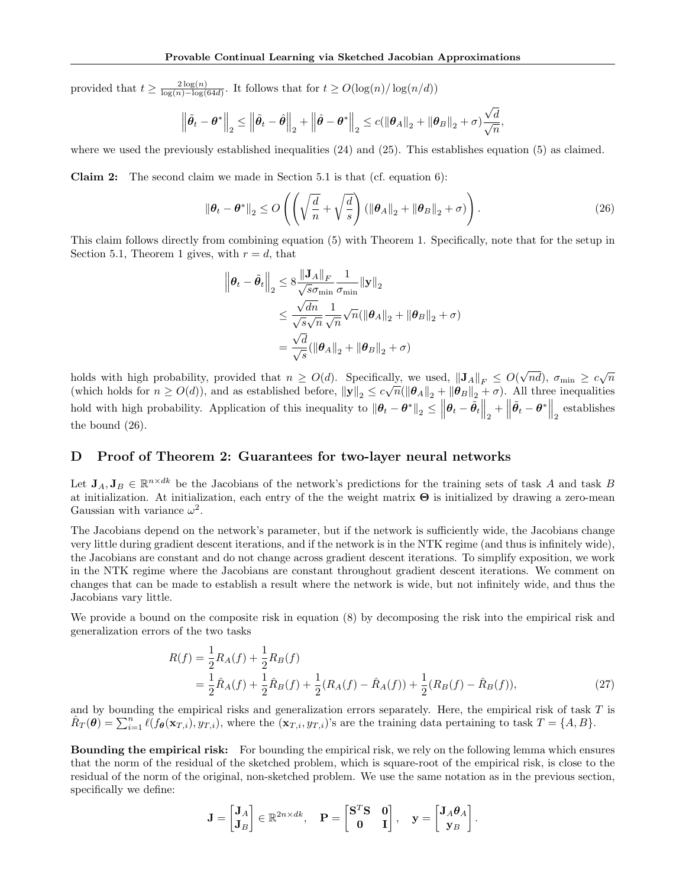provided that $t \geq \frac{2\log(n)}{\log(n)-\log(64d)}$. It follows that for $t \geq O(\log(n)/\log(n/d))$

$$
\left\|\tilde{\boldsymbol{\theta}}_t - \boldsymbol{\theta}^*\right\|_2 \leq \left\|\tilde{\boldsymbol{\theta}}_t - \hat{\boldsymbol{\theta}}\right\|_2 + \left\|\hat{\boldsymbol{\theta}} - \boldsymbol{\theta}^*\right\|_2 \leq c(\|\boldsymbol{\theta}_A\|_2 + \|\boldsymbol{\theta}_B\|_2 + \sigma)\frac{\sqrt{d}}{\sqrt{n}},
$$

where we used the previously established inequalities (24) and (25). This establishes equation (5) as claimed.

**Claim 2:** The second claim we made in Section 5.1 is that (cf. equation 6):

$$
\|\boldsymbol{\theta}_t - \boldsymbol{\theta}^*\|_2 \leq O\left(\left(\sqrt{\frac{d}{n}} + \sqrt{\frac{d}{s}}\right)(\|\boldsymbol{\theta}_A\|_2 + \|\boldsymbol{\theta}_B\|_2 + \sigma)\right). \tag{26}
$$

This claim follows directly from combining equation (5) with Theorem 1. Specifically, note that for the setup in Section 5.1, Theorem 1 gives, with $r = d$, that

$$
\begin{aligned}
\left\|\boldsymbol{\theta}_t - \tilde{\boldsymbol{\theta}}_t\right\|_2 &\leq 8\frac{\|\mathbf{J}_A\|_F}{\sqrt{s}\sigma_{\min}}\frac{1}{\sigma_{\min}}\|\mathbf{y}\|_2 \\
&\leq \frac{\sqrt{dn}}{\sqrt{s}\sqrt{n}}\frac{1}{\sqrt{n}}\sqrt{n}(\|\boldsymbol{\theta}_A\|_2 + \|\boldsymbol{\theta}_B\|_2 + \sigma) \\
&= \frac{\sqrt{d}}{\sqrt{s}}(\|\boldsymbol{\theta}_A\|_2 + \|\boldsymbol{\theta}_B\|_2 + \sigma)
\end{aligned}
$$

holds with high probability, provided that $n \geq O(d)$. Specifically, we used, $\|\mathbf{J}_A\|_F \leq O(\sqrt{nd})$, $\sigma_{\min} \geq c\sqrt{n}$ (which holds for $n \geq O(d)$), and as established before, $\|\mathbf{y}\|_2 \leq c\sqrt{n}(\|\boldsymbol{\theta}_A\|_2 + \|\boldsymbol{\theta}_B\|_2 + \sigma)$. All three inequalities hold with high probability. Application of this inequality to $\|\boldsymbol{\theta}_t - \boldsymbol{\theta}^*\|_2 \leq \left\|\boldsymbol{\theta}_t - \tilde{\boldsymbol{\theta}}_t\right\|_2 + \left\|\tilde{\boldsymbol{\theta}}_t - \boldsymbol{\theta}^*\right\|_2$ establishes the bound (26).

## D Proof of Theorem 2: Guarantees for two-layer neural networks

Let $\mathbf{J}_A, \mathbf{J}_B \in \mathbb{R}^{n \times dk}$ be the Jacobians of the network's predictions for the training sets of task $A$ and task $B$ at initialization. At initialization, each entry of the the weight matrix $\boldsymbol{\Theta}$ is initialized by drawing a zero-mean Gaussian with variance $\omega^2$.

The Jacobians depend on the network's parameter, but if the network is sufficiently wide, the Jacobians change very little during gradient descent iterations, and if the network is in the NTK regime (and thus is infinitely wide), the Jacobians are constant and do not change across gradient descent iterations. To simplify exposition, we work in the NTK regime where the Jacobians are constant throughout gradient descent iterations. We comment on changes that can be made to establish a result where the network is wide, but not infinitely wide, and thus the Jacobians vary little.

We provide a bound on the composite risk in equation (8) by decomposing the risk into the empirical risk and generalization errors of the two tasks

$$
\begin{aligned}
R(f) &= \frac{1}{2}R_A(f) + \frac{1}{2}R_B(f) \\
&= \frac{1}{2}\hat{R}_A(f) + \frac{1}{2}\hat{R}_B(f) + \frac{1}{2}(R_A(f) - \hat{R}_A(f)) + \frac{1}{2}(R_B(f) - \hat{R}_B(f)),
\end{aligned} \tag{27}
$$

and by bounding the empirical risks and generalization errors separately. Here, the empirical risk of task $T$ is $\hat{R}_T(\boldsymbol{\theta}) = \sum_{i=1}^{n} \ell(f_{\boldsymbol{\theta}}(\mathbf{x}_{T,i}), y_{T,i})$, where the $(\mathbf{x}_{T,i}, y_{T,i})$'s are the training data pertaining to task $T = \{A, B\}$.

**Bounding the empirical risk:** For bounding the empirical risk, we rely on the following lemma which ensures that the norm of the residual of the sketched problem, which is square-root of the empirical risk, is close to the residual of the norm of the original, non-sketched problem. We use the same notation as in the previous section, specifically we define:

$$
\mathbf{J} = \begin{bmatrix} \mathbf{J}_A \\ \mathbf{J}_B \end{bmatrix} \in \mathbb{R}^{2n \times dk}, \quad \mathbf{P} = \begin{bmatrix} \mathbf{S}^T\mathbf{S} & \mathbf{0} \\ \mathbf{0} & \mathbf{I} \end{bmatrix}, \quad \mathbf{y} = \begin{bmatrix} \mathbf{J}_A\boldsymbol{\theta}_A \\ \mathbf{y}_B \end{bmatrix}.
$$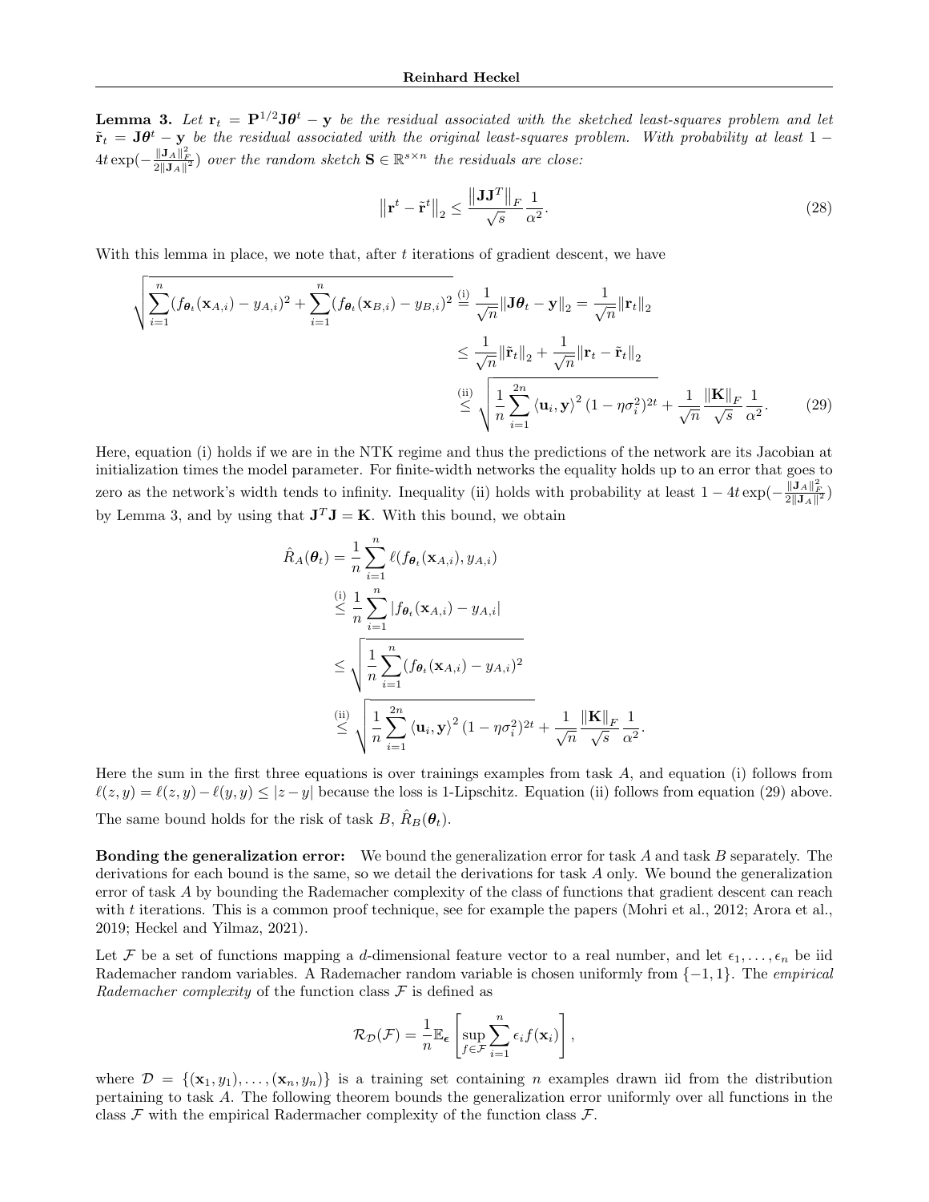**Lemma 3.** *Let $\mathbf{r}_t = \mathbf{P}^{1/2}\mathbf{J}\boldsymbol{\theta}^t - \mathbf{y}$ be the residual associated with the sketched least-squares problem and let $\tilde{\mathbf{r}}_t = \mathbf{J}\boldsymbol{\theta}^t - \mathbf{y}$ be the residual associated with the original least-squares problem. With probability at least $1 - 4t\exp(-\frac{\|\mathbf{J}_A\|_F^2}{2\|\mathbf{J}_A\|^2})$ over the random sketch $\mathbf{S} \in \mathbb{R}^{s\times n}$ the residuals are close:*

$$\left\|\mathbf{r}^t - \tilde{\mathbf{r}}^t\right\|_2 \leq \frac{\left\|\mathbf{J}\mathbf{J}^T\right\|_F}{\sqrt{s}}\frac{1}{\alpha^2}. \tag{28}$$

With this lemma in place, we note that, after $t$ iterations of gradient descent, we have

$$\begin{aligned}
\sqrt{\sum_{i=1}^n (f_{\boldsymbol{\theta}_t}(\mathbf{x}_{A,i}) - y_{A,i})^2 + \sum_{i=1}^n (f_{\boldsymbol{\theta}_t}(\mathbf{x}_{B,i}) - y_{B,i})^2} &\overset{\text{(i)}}{=} \frac{1}{\sqrt{n}}\|\mathbf{J}\boldsymbol{\theta}_t - \mathbf{y}\|_2 = \frac{1}{\sqrt{n}}\|\mathbf{r}_t\|_2 \\
&\leq \frac{1}{\sqrt{n}}\|\tilde{\mathbf{r}}_t\|_2 + \frac{1}{\sqrt{n}}\|\mathbf{r}_t - \tilde{\mathbf{r}}_t\|_2 \\
&\overset{\text{(ii)}}{\leq} \sqrt{\frac{1}{n}\sum_{i=1}^{2n}\left\langle \mathbf{u}_i, \mathbf{y}\right\rangle^2 (1-\eta\sigma_i^2)^{2t}} + \frac{1}{\sqrt{n}}\frac{\|\mathbf{K}\|_F}{\sqrt{s}}\frac{1}{\alpha^2}. 
\end{aligned} \tag{29}$$

Here, equation (i) holds if we are in the NTK regime and thus the predictions of the network are its Jacobian at initialization times the model parameter. For finite-width networks the equality holds up to an error that goes to zero as the network's width tends to infinity. Inequality (ii) holds with probability at least $1 - 4t\exp(-\frac{\|\mathbf{J}_A\|_F^2}{2\|\mathbf{J}_A\|^2})$ by Lemma 3, and by using that $\mathbf{J}^T\mathbf{J} = \mathbf{K}$. With this bound, we obtain

$$\begin{aligned}
\hat{R}_A(\boldsymbol{\theta}_t) &= \frac{1}{n}\sum_{i=1}^n \ell(f_{\boldsymbol{\theta}_t}(\mathbf{x}_{A,i}), y_{A,i}) \\
&\overset{\text{(i)}}{\leq} \frac{1}{n}\sum_{i=1}^n |f_{\boldsymbol{\theta}_t}(\mathbf{x}_{A,i}) - y_{A,i}| \\
&\leq \sqrt{\frac{1}{n}\sum_{i=1}^n (f_{\boldsymbol{\theta}_t}(\mathbf{x}_{A,i}) - y_{A,i})^2} \\
&\overset{\text{(ii)}}{\leq} \sqrt{\frac{1}{n}\sum_{i=1}^{2n}\left\langle \mathbf{u}_i, \mathbf{y}\right\rangle^2 (1-\eta\sigma_i^2)^{2t}} + \frac{1}{\sqrt{n}}\frac{\|\mathbf{K}\|_F}{\sqrt{s}}\frac{1}{\alpha^2}.
\end{aligned}$$

Here the sum in the first three equations is over trainings examples from task $A$, and equation (i) follows from $\ell(z,y) = \ell(z,y) - \ell(y,y) \leq |z - y|$ because the loss is 1-Lipschitz. Equation (ii) follows from equation (29) above. The same bound holds for the risk of task $B$, $\hat{R}_B(\boldsymbol{\theta}_t)$.

**Bonding the generalization error:** We bound the generalization error for task $A$ and task $B$ separately. The derivations for each bound is the same, so we detail the derivations for task $A$ only. We bound the generalization error of task $A$ by bounding the Rademacher complexity of the class of functions that gradient descent can reach with $t$ iterations. This is a common proof technique, see for example the papers (Mohri et al., 2012; Arora et al., 2019; Heckel and Yilmaz, 2021).

Let $\mathcal{F}$ be a set of functions mapping a $d$-dimensional feature vector to a real number, and let $\epsilon_1, \ldots, \epsilon_n$ be iid Rademacher random variables. A Rademacher random variable is chosen uniformly from $\{-1, 1\}$. The *empirical Rademacher complexity* of the function class $\mathcal{F}$ is defined as

$$\mathcal{R}_{\mathcal{D}}(\mathcal{F}) = \frac{1}{n}\mathbb{E}_{\boldsymbol{\epsilon}}\left[\sup_{f\in\mathcal{F}}\sum_{i=1}^n \epsilon_i f(\mathbf{x}_i)\right],$$

where $\mathcal{D} = \{(\mathbf{x}_1, y_1), \ldots, (\mathbf{x}_n, y_n)\}$ is a training set containing $n$ examples drawn iid from the distribution pertaining to task $A$. The following theorem bounds the generalization error uniformly over all functions in the class $\mathcal{F}$ with the empirical Radermacher complexity of the function class $\mathcal{F}$.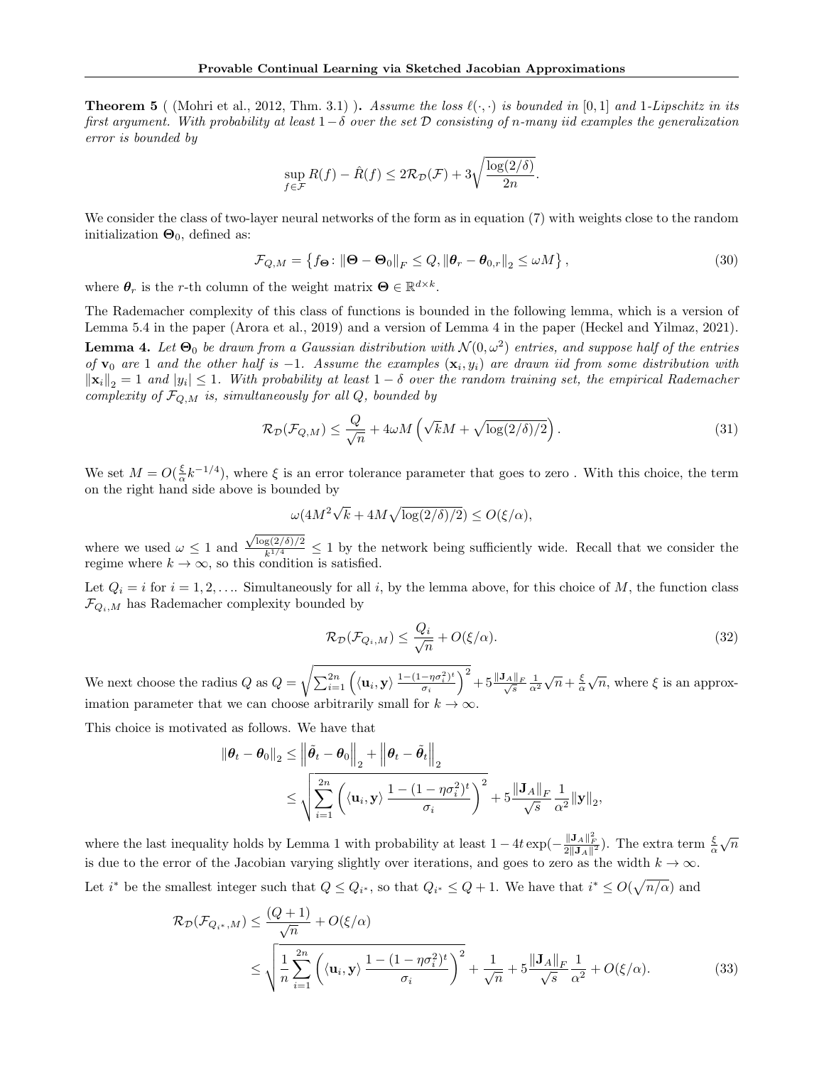**Theorem 5** ( (Mohri et al., 2012, Thm. 3.1) ). *Assume the loss $\ell(\cdot,\cdot)$ is bounded in $[0,1]$ and 1-Lipschitz in its first argument. With probability at least $1-\delta$ over the set $\mathcal{D}$ consisting of $n$-many iid examples the generalization error is bounded by*

$$\sup_{f\in\mathcal{F}} R(f) - \hat{R}(f) \leq 2\mathcal{R}_{\mathcal{D}}(\mathcal{F}) + 3\sqrt{\frac{\log(2/\delta)}{2n}}.$$

We consider the class of two-layer neural networks of the form as in equation (7) with weights close to the random initialization $\mathbf{\Theta}_0$, defined as:

$$\mathcal{F}_{Q,M} = \left\{ f_{\mathbf{\Theta}} \colon \|\mathbf{\Theta} - \mathbf{\Theta}_0\|_F \leq Q, \|\boldsymbol{\theta}_r - \boldsymbol{\theta}_{0,r}\|_2 \leq \omega M \right\}, \tag{30}$$

where $\boldsymbol{\theta}_r$ is the $r$-th column of the weight matrix $\mathbf{\Theta} \in \mathbb{R}^{d\times k}$.

The Rademacher complexity of this class of functions is bounded in the following lemma, which is a version of Lemma 5.4 in the paper (Arora et al., 2019) and a version of Lemma 4 in the paper (Heckel and Yilmaz, 2021).

**Lemma 4.** *Let $\mathbf{\Theta}_0$ be drawn from a Gaussian distribution with $\mathcal{N}(0,\omega^2)$ entries, and suppose half of the entries of $\mathbf{v}_0$ are 1 and the other half is $-1$. Assume the examples $(\mathbf{x}_i, y_i)$ are drawn iid from some distribution with $\|\mathbf{x}_i\|_2 = 1$ and $|y_i| \leq 1$. With probability at least $1-\delta$ over the random training set, the empirical Rademacher complexity of $\mathcal{F}_{Q,M}$ is, simultaneously for all $Q$, bounded by*

$$\mathcal{R}_{\mathcal{D}}(\mathcal{F}_{Q,M}) \leq \frac{Q}{\sqrt{n}} + 4\omega M\left(\sqrt{k}M + \sqrt{\log(2/\delta)/2}\right). \tag{31}$$

We set $M = O(\frac{\xi}{\alpha}k^{-1/4})$, where $\xi$ is an error tolerance parameter that goes to zero . With this choice, the term on the right hand side above is bounded by

$$\omega(4M^2\sqrt{k} + 4M\sqrt{\log(2/\delta)/2}) \leq O(\xi/\alpha),$$

where we used $\omega \leq 1$ and $\frac{\sqrt{\log(2/\delta)/2}}{k^{1/4}} \leq 1$ by the network being sufficiently wide. Recall that we consider the regime where $k \to \infty$, so this condition is satisfied.

Let $Q_i = i$ for $i = 1, 2, \ldots$. Simultaneously for all $i$, by the lemma above, for this choice of $M$, the function class $\mathcal{F}_{Q_i,M}$ has Rademacher complexity bounded by

$$\mathcal{R}_{\mathcal{D}}(\mathcal{F}_{Q_i,M}) \leq \frac{Q_i}{\sqrt{n}} + O(\xi/\alpha). \tag{32}$$

We next choose the radius $Q$ as $Q = \sqrt{\sum_{i=1}^{2n}\left(\langle \mathbf{u}_i, \mathbf{y}\rangle \frac{1-(1-\eta\sigma_i^2)^t}{\sigma_i}\right)^2} + 5\frac{\|\mathbf{J}_A\|_F}{\sqrt{s}}\frac{1}{\alpha^2}\sqrt{n} + \frac{\xi}{\alpha}\sqrt{n}$, where $\xi$ is an approximation parameter that we can choose arbitrarily small for $k \to \infty$.

This choice is motivated as follows. We have that

$$\begin{aligned}
\|\boldsymbol{\theta}_t - \boldsymbol{\theta}_0\|_2 &\leq \left\|\tilde{\boldsymbol{\theta}}_t - \boldsymbol{\theta}_0\right\|_2 + \left\|\boldsymbol{\theta}_t - \tilde{\boldsymbol{\theta}}_t\right\|_2 \\
&\leq \sqrt{\sum_{i=1}^{2n}\left(\langle \mathbf{u}_i, \mathbf{y}\rangle \frac{1-(1-\eta\sigma_i^2)^t}{\sigma_i}\right)^2} + 5\frac{\|\mathbf{J}_A\|_F}{\sqrt{s}}\frac{1}{\alpha^2}\|\mathbf{y}\|_2,
\end{aligned}$$

where the last inequality holds by Lemma 1 with probability at least $1 - 4t\exp(-\frac{\|\mathbf{J}_A\|_F^2}{2\|\mathbf{J}_A\|^2})$. The extra term $\frac{\xi}{\alpha}\sqrt{n}$ is due to the error of the Jacobian varying slightly over iterations, and goes to zero as the width $k \to \infty$.

Let $i^*$ be the smallest integer such that $Q \leq Q_{i^*}$, so that $Q_{i^*} \leq Q + 1$. We have that $i^* \leq O(\sqrt{n/\alpha})$ and

$$\begin{aligned}
\mathcal{R}_{\mathcal{D}}(\mathcal{F}_{Q_{i^*},M}) &\leq \frac{(Q+1)}{\sqrt{n}} + O(\xi/\alpha) \\
&\leq \sqrt{\frac{1}{n}\sum_{i=1}^{2n}\left(\langle \mathbf{u}_i, \mathbf{y}\rangle \frac{1-(1-\eta\sigma_i^2)^t}{\sigma_i}\right)^2} + \frac{1}{\sqrt{n}} + 5\frac{\|\mathbf{J}_A\|_F}{\sqrt{s}}\frac{1}{\alpha^2} + O(\xi/\alpha).
\end{aligned} \tag{33}$$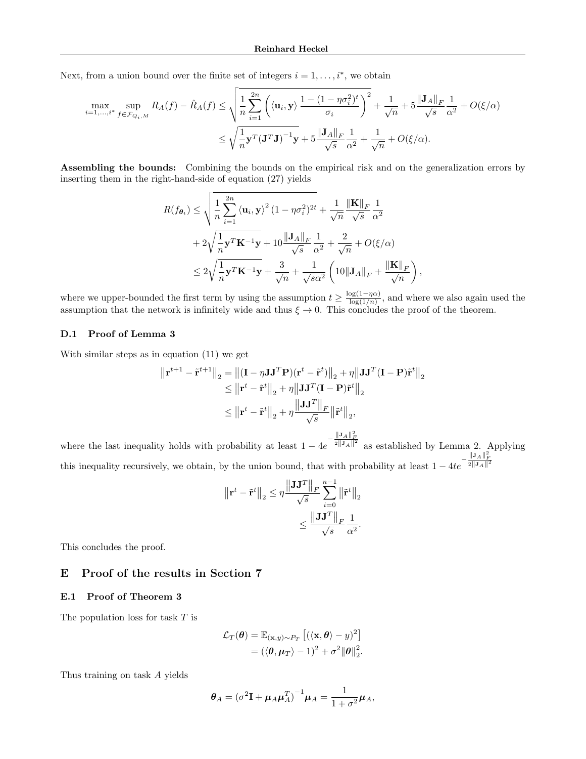Next, from a union bound over the finite set of integers $i = 1, \ldots, i^*$, we obtain

$$
\begin{aligned}
\max_{i=1,\ldots,i^*} \sup_{f \in \mathcal{F}_{Q_i,M}} R_A(f) - \hat{R}_A(f) &\leq \sqrt{\frac{1}{n}\sum_{i=1}^{2n}\left(\langle \mathbf{u}_i, \mathbf{y}\rangle \frac{1-(1-\eta\sigma_i^2)^t}{\sigma_i}\right)^2} + \frac{1}{\sqrt{n}} + 5\frac{\|\mathbf{J}_A\|_F}{\sqrt{s}}\frac{1}{\alpha^2} + O(\xi/\alpha) \\
&\leq \sqrt{\frac{1}{n}\mathbf{y}^T(\mathbf{J}^T\mathbf{J})^{-1}\mathbf{y}} + 5\frac{\|\mathbf{J}_A\|_F}{\sqrt{s}}\frac{1}{\alpha^2} + \frac{1}{\sqrt{n}} + O(\xi/\alpha).
\end{aligned}
$$

**Assembling the bounds:** Combining the bounds on the empirical risk and on the generalization errors by inserting them in the right-hand-side of equation (27) yields

$$
\begin{aligned}
R(f_{\boldsymbol{\theta}_t}) &\leq \sqrt{\frac{1}{n}\sum_{i=1}^{2n}\langle \mathbf{u}_i, \mathbf{y}\rangle^2 (1-\eta\sigma_i^2)^{2t}} + \frac{1}{\sqrt{n}}\frac{\|\mathbf{K}\|_F}{\sqrt{s}}\frac{1}{\alpha^2} \\
&\quad + 2\sqrt{\frac{1}{n}\mathbf{y}^T\mathbf{K}^{-1}\mathbf{y}} + 10\frac{\|\mathbf{J}_A\|_F}{\sqrt{s}}\frac{1}{\alpha^2} + \frac{2}{\sqrt{n}} + O(\xi/\alpha) \\
&\leq 2\sqrt{\frac{1}{n}\mathbf{y}^T\mathbf{K}^{-1}\mathbf{y}} + \frac{3}{\sqrt{n}} + \frac{1}{\sqrt{s}\alpha^2}\left(10\|\mathbf{J}_A\|_F + \frac{\|\mathbf{K}\|_F}{\sqrt{n}}\right),
\end{aligned}
$$

where we upper-bounded the first term by using the assumption $t \geq \frac{\log(1-\eta\alpha)}{\log(1/n)}$, and where we also again used the assumption that the network is infinitely wide and thus $\xi \to 0$. This concludes the proof of the theorem.

### D.1 Proof of Lemma 3

With similar steps as in equation (11) we get

$$
\begin{aligned}
\left\|\mathbf{r}^{t+1} - \tilde{\mathbf{r}}^{t+1}\right\|_2 &= \left\|(\mathbf{I} - \eta\mathbf{J}\mathbf{J}^T\mathbf{P})(\mathbf{r}^t - \tilde{\mathbf{r}}^t)\right\|_2 + \eta\left\|\mathbf{J}\mathbf{J}^T(\mathbf{I}-\mathbf{P})\tilde{\mathbf{r}}^t\right\|_2 \\
&\leq \left\|\mathbf{r}^t - \tilde{\mathbf{r}}^t\right\|_2 + \eta\left\|\mathbf{J}\mathbf{J}^T(\mathbf{I}-\mathbf{P})\tilde{\mathbf{r}}^t\right\|_2 \\
&\leq \left\|\mathbf{r}^t - \tilde{\mathbf{r}}^t\right\|_2 + \eta\frac{\left\|\mathbf{J}\mathbf{J}^T\right\|_F}{\sqrt{s}}\left\|\tilde{\mathbf{r}}^t\right\|_2,
\end{aligned}
$$

where the last inequality holds with probability at least $1 - 4e^{-\frac{\|\mathbf{J}_A\|_F^2}{2\|\mathbf{J}_A\|^2}}$ as established by Lemma 2. Applying this inequality recursively, we obtain, by the union bound, that with probability at least $1 - 4te^{-\frac{\|\mathbf{J}_A\|_F^2}{2\|\mathbf{J}_A\|^2}}$

$$
\begin{aligned}
\left\|\mathbf{r}^t - \tilde{\mathbf{r}}^t\right\|_2 &\leq \eta\frac{\left\|\mathbf{J}\mathbf{J}^T\right\|_F}{\sqrt{s}}\sum_{i=0}^{n-1}\left\|\tilde{\mathbf{r}}^t\right\|_2 \\
&\leq \frac{\left\|\mathbf{J}\mathbf{J}^T\right\|_F}{\sqrt{s}}\frac{1}{\alpha^2}.
\end{aligned}
$$

This concludes the proof.

## E Proof of the results in Section 7

### E.1 Proof of Theorem 3

The population loss for task $T$ is

$$
\begin{aligned}
\mathcal{L}_T(\boldsymbol{\theta}) &= \mathbb{E}_{(\mathbf{x},y)\sim P_T}\left[(\langle \mathbf{x}, \boldsymbol{\theta}\rangle - y)^2\right] \\
&= (\langle \boldsymbol{\theta}, \boldsymbol{\mu}_T\rangle - 1)^2 + \sigma^2\|\boldsymbol{\theta}\|_2^2.
\end{aligned}
$$

Thus training on task $A$ yields

$$
\boldsymbol{\theta}_A = (\sigma^2\mathbf{I} + \boldsymbol{\mu}_A\boldsymbol{\mu}_A^T)^{-1}\boldsymbol{\mu}_A = \frac{1}{1+\sigma^2}\boldsymbol{\mu}_A,
$$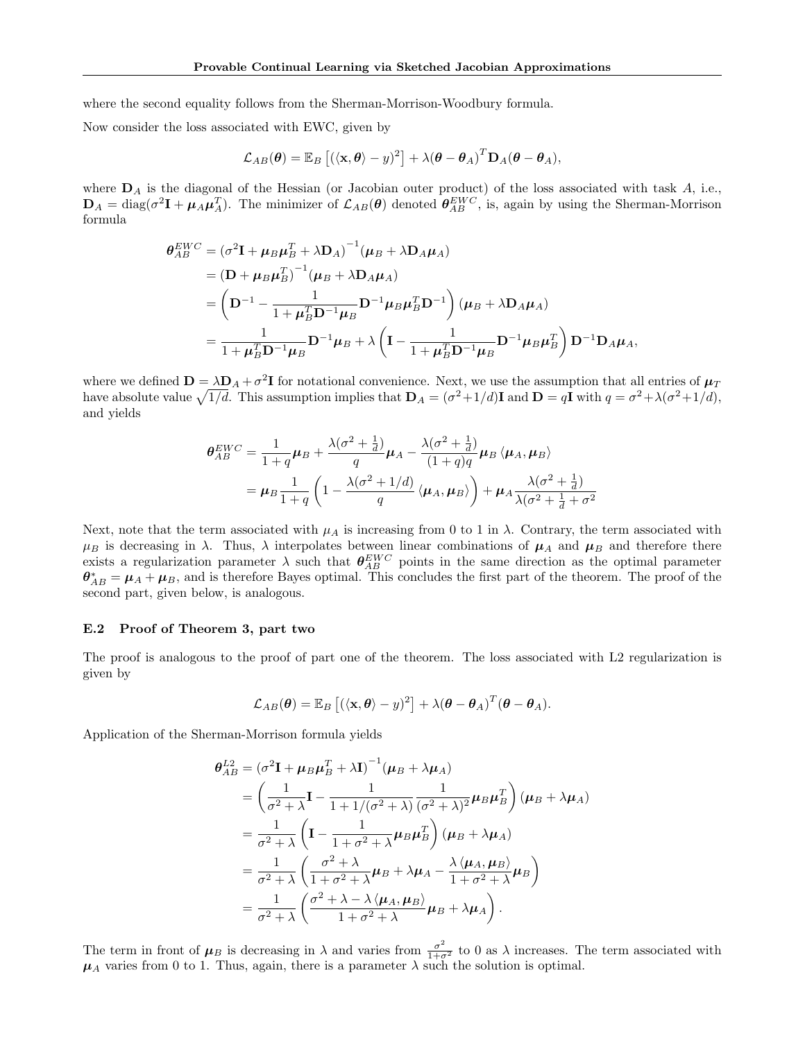where the second equality follows from the Sherman-Morrison-Woodbury formula.

Now consider the loss associated with EWC, given by

$$\mathcal{L}_{AB}(\boldsymbol{\theta}) = \mathbb{E}_B\left[(\langle \mathbf{x}, \boldsymbol{\theta}\rangle - y)^2\right] + \lambda(\boldsymbol{\theta} - \boldsymbol{\theta}_A)^T \mathbf{D}_A(\boldsymbol{\theta} - \boldsymbol{\theta}_A),$$

where $\mathbf{D}_A$ is the diagonal of the Hessian (or Jacobian outer product) of the loss associated with task $A$, i.e., $\mathbf{D}_A = \operatorname{diag}(\sigma^2 \mathbf{I} + \boldsymbol{\mu}_A \boldsymbol{\mu}_A^T)$. The minimizer of $\mathcal{L}_{AB}(\boldsymbol{\theta})$ denoted $\boldsymbol{\theta}_{AB}^{EWC}$, is, again by using the Sherman-Morrison formula

$$\begin{aligned}
\boldsymbol{\theta}_{AB}^{EWC} &= \left(\sigma^2 \mathbf{I} + \boldsymbol{\mu}_B \boldsymbol{\mu}_B^T + \lambda \mathbf{D}_A\right)^{-1}(\boldsymbol{\mu}_B + \lambda \mathbf{D}_A \boldsymbol{\mu}_A) \\
&= \left(\mathbf{D} + \boldsymbol{\mu}_B \boldsymbol{\mu}_B^T\right)^{-1}(\boldsymbol{\mu}_B + \lambda \mathbf{D}_A \boldsymbol{\mu}_A) \\
&= \left(\mathbf{D}^{-1} - \frac{1}{1 + \boldsymbol{\mu}_B^T \mathbf{D}^{-1} \boldsymbol{\mu}_B} \mathbf{D}^{-1} \boldsymbol{\mu}_B \boldsymbol{\mu}_B^T \mathbf{D}^{-1}\right)(\boldsymbol{\mu}_B + \lambda \mathbf{D}_A \boldsymbol{\mu}_A) \\
&= \frac{1}{1 + \boldsymbol{\mu}_B^T \mathbf{D}^{-1} \boldsymbol{\mu}_B} \mathbf{D}^{-1} \boldsymbol{\mu}_B + \lambda \left(\mathbf{I} - \frac{1}{1 + \boldsymbol{\mu}_B^T \mathbf{D}^{-1} \boldsymbol{\mu}_B} \mathbf{D}^{-1} \boldsymbol{\mu}_B \boldsymbol{\mu}_B^T\right) \mathbf{D}^{-1} \mathbf{D}_A \boldsymbol{\mu}_A,
\end{aligned}$$

where we defined $\mathbf{D} = \lambda \mathbf{D}_A + \sigma^2 \mathbf{I}$ for notational convenience. Next, we use the assumption that all entries of $\boldsymbol{\mu}_T$ have absolute value $\sqrt{1/d}$. This assumption implies that $\mathbf{D}_A = (\sigma^2 + 1/d)\mathbf{I}$ and $\mathbf{D} = q\mathbf{I}$ with $q = \sigma^2 + \lambda(\sigma^2 + 1/d)$, and yields

$$\begin{aligned}
\boldsymbol{\theta}_{AB}^{EWC} &= \frac{1}{1+q} \boldsymbol{\mu}_B + \frac{\lambda(\sigma^2 + \frac{1}{d})}{q} \boldsymbol{\mu}_A - \frac{\lambda(\sigma^2 + \frac{1}{d})}{(1+q)q} \boldsymbol{\mu}_B \langle \boldsymbol{\mu}_A, \boldsymbol{\mu}_B \rangle \\
&= \boldsymbol{\mu}_B \frac{1}{1+q}\left(1 - \frac{\lambda(\sigma^2 + 1/d)}{q} \langle \boldsymbol{\mu}_A, \boldsymbol{\mu}_B \rangle\right) + \boldsymbol{\mu}_A \frac{\lambda(\sigma^2 + \frac{1}{d})}{\lambda(\sigma^2 + \frac{1}{d} + \sigma^2}
\end{aligned}$$

Next, note that the term associated with $\mu_A$ is increasing from 0 to 1 in $\lambda$. Contrary, the term associated with $\mu_B$ is decreasing in $\lambda$. Thus, $\lambda$ interpolates between linear combinations of $\boldsymbol{\mu}_A$ and $\boldsymbol{\mu}_B$ and therefore there exists a regularization parameter $\lambda$ such that $\boldsymbol{\theta}_{AB}^{EWC}$ points in the same direction as the optimal parameter $\boldsymbol{\theta}_{AB}^* = \boldsymbol{\mu}_A + \boldsymbol{\mu}_B$, and is therefore Bayes optimal. This concludes the first part of the theorem. The proof of the second part, given below, is analogous.

### E.2 Proof of Theorem 3, part two

The proof is analogous to the proof of part one of the theorem. The loss associated with L2 regularization is given by

$$\mathcal{L}_{AB}(\boldsymbol{\theta}) = \mathbb{E}_B\left[(\langle \mathbf{x}, \boldsymbol{\theta}\rangle - y)^2\right] + \lambda(\boldsymbol{\theta} - \boldsymbol{\theta}_A)^T(\boldsymbol{\theta} - \boldsymbol{\theta}_A).$$

Application of the Sherman-Morrison formula yields

$$\begin{aligned}
\boldsymbol{\theta}_{AB}^{L2} &= \left(\sigma^2 \mathbf{I} + \boldsymbol{\mu}_B \boldsymbol{\mu}_B^T + \lambda \mathbf{I}\right)^{-1}(\boldsymbol{\mu}_B + \lambda \boldsymbol{\mu}_A) \\
&= \left(\frac{1}{\sigma^2 + \lambda} \mathbf{I} - \frac{1}{1 + 1/(\sigma^2 + \lambda)} \frac{1}{(\sigma^2 + \lambda)^2} \boldsymbol{\mu}_B \boldsymbol{\mu}_B^T\right)(\boldsymbol{\mu}_B + \lambda \boldsymbol{\mu}_A) \\
&= \frac{1}{\sigma^2 + \lambda}\left(\mathbf{I} - \frac{1}{1 + \sigma^2 + \lambda} \boldsymbol{\mu}_B \boldsymbol{\mu}_B^T\right)(\boldsymbol{\mu}_B + \lambda \boldsymbol{\mu}_A) \\
&= \frac{1}{\sigma^2 + \lambda}\left(\frac{\sigma^2 + \lambda}{1 + \sigma^2 + \lambda} \boldsymbol{\mu}_B + \lambda \boldsymbol{\mu}_A - \frac{\lambda \langle \boldsymbol{\mu}_A, \boldsymbol{\mu}_B \rangle}{1 + \sigma^2 + \lambda} \boldsymbol{\mu}_B\right) \\
&= \frac{1}{\sigma^2 + \lambda}\left(\frac{\sigma^2 + \lambda - \lambda \langle \boldsymbol{\mu}_A, \boldsymbol{\mu}_B \rangle}{1 + \sigma^2 + \lambda} \boldsymbol{\mu}_B + \lambda \boldsymbol{\mu}_A\right).
\end{aligned}$$

The term in front of $\boldsymbol{\mu}_B$ is decreasing in $\lambda$ and varies from $\frac{\sigma^2}{1+\sigma^2}$ to 0 as $\lambda$ increases. The term associated with $\boldsymbol{\mu}_A$ varies from 0 to 1. Thus, again, there is a parameter $\lambda$ such the solution is optimal.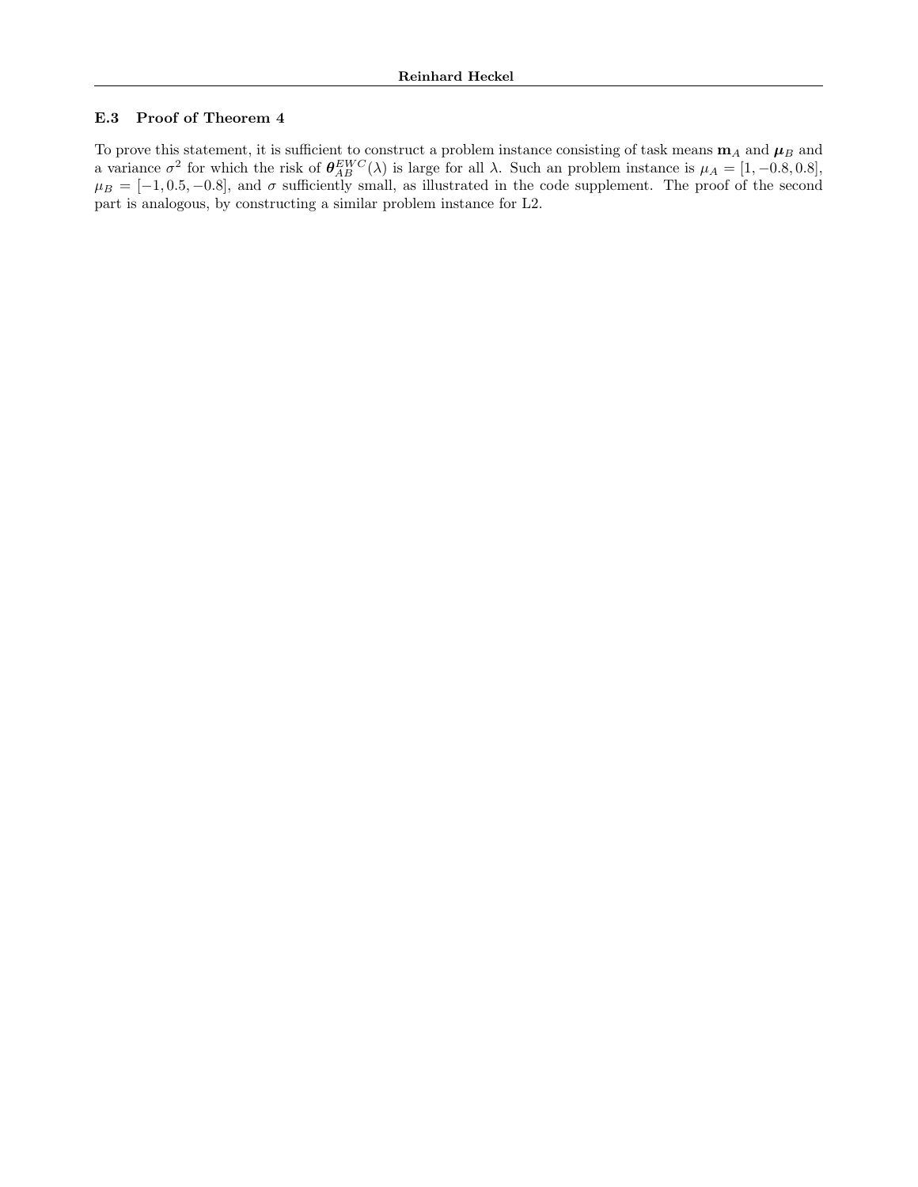### E.3 Proof of Theorem 4

To prove this statement, it is sufficient to construct a problem instance consisting of task means $\mathbf{m}_A$ and $\boldsymbol{\mu}_B$ and a variance $\sigma^2$ for which the risk of $\boldsymbol{\theta}_{AB}^{EWC}(\lambda)$ is large for all $\lambda$. Such an problem instance is $\mu_A = [1, -0.8, 0.8]$, $\mu_B = [-1, 0.5, -0.8]$, and $\sigma$ sufficiently small, as illustrated in the code supplement. The proof of the second part is analogous, by constructing a similar problem instance for L2.